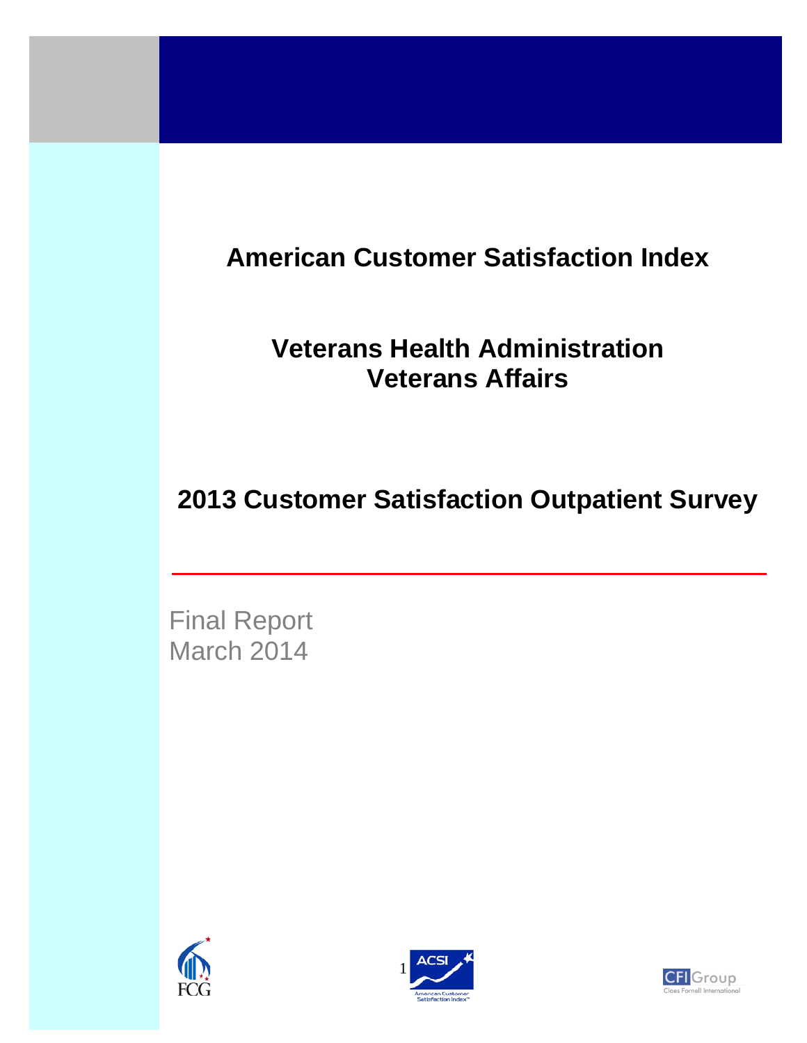# American Customer Satisfaction Index

## Veterans Health Administration
## Veterans Affairs

## 2013 Customer Satisfaction Outpatient Survey

Final Report
March 2014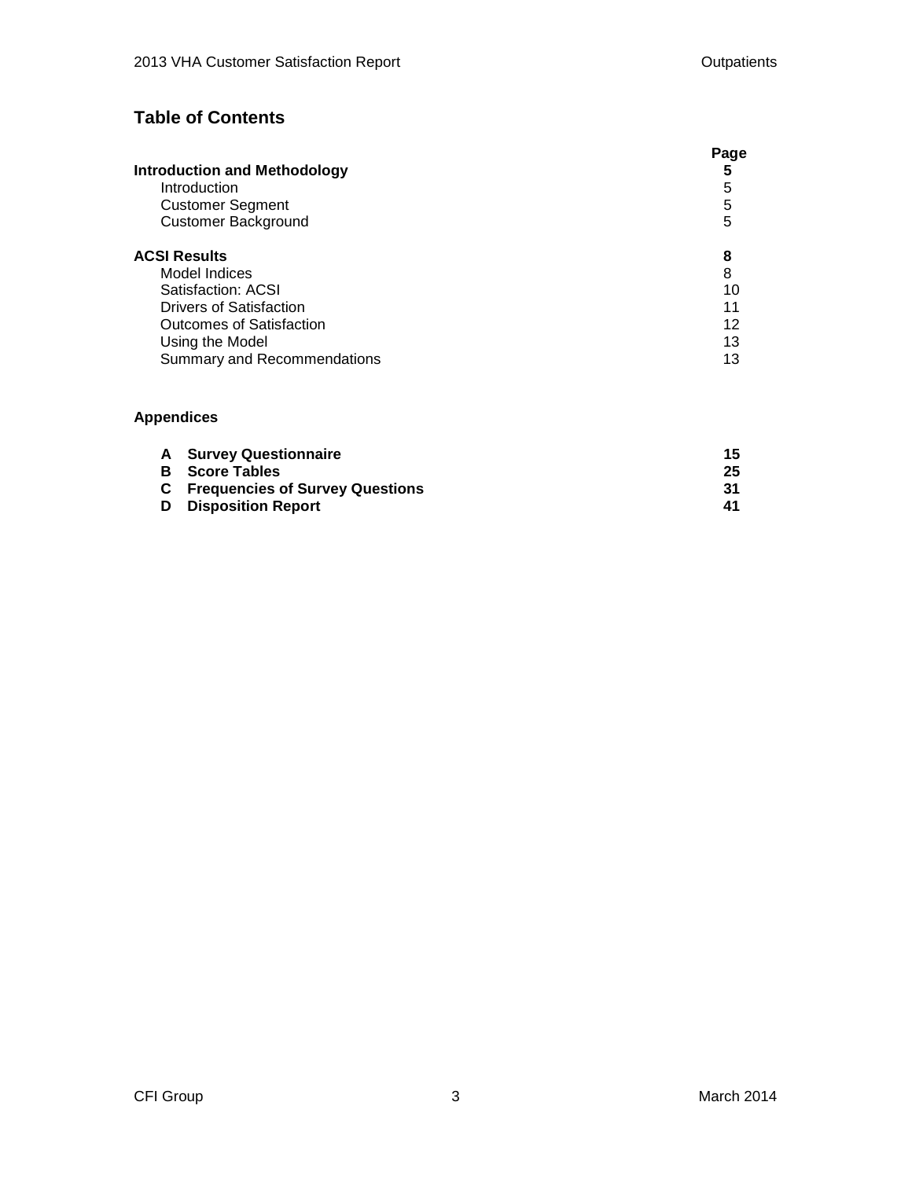## Table of Contents

| | Page |
|---|---|
| **Introduction and Methodology** | **5** |
| Introduction | 5 |
| Customer Segment | 5 |
| Customer Background | 5 |
| **ACSI Results** | **8** |
| Model Indices | 8 |
| Satisfaction: ACSI | 10 |
| Drivers of Satisfaction | 11 |
| Outcomes of Satisfaction | 12 |
| Using the Model | 13 |
| Summary and Recommendations | 13 |

**Appendices**

| | | |
|---|---|---|
| **A** | **Survey Questionnaire** | **15** |
| **B** | **Score Tables** | **25** |
| **C** | **Frequencies of Survey Questions** | **31** |
| **D** | **Disposition Report** | **41** |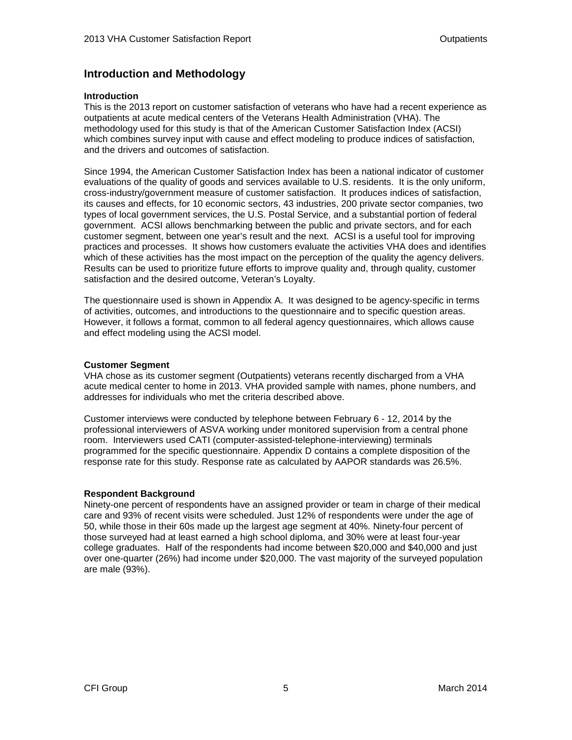## Introduction and Methodology

### Introduction

This is the 2013 report on customer satisfaction of veterans who have had a recent experience as outpatients at acute medical centers of the Veterans Health Administration (VHA). The methodology used for this study is that of the American Customer Satisfaction Index (ACSI) which combines survey input with cause and effect modeling to produce indices of satisfaction, and the drivers and outcomes of satisfaction.

Since 1994, the American Customer Satisfaction Index has been a national indicator of customer evaluations of the quality of goods and services available to U.S. residents. It is the only uniform, cross-industry/government measure of customer satisfaction. It produces indices of satisfaction, its causes and effects, for 10 economic sectors, 43 industries, 200 private sector companies, two types of local government services, the U.S. Postal Service, and a substantial portion of federal government. ACSI allows benchmarking between the public and private sectors, and for each customer segment, between one year's result and the next. ACSI is a useful tool for improving practices and processes. It shows how customers evaluate the activities VHA does and identifies which of these activities has the most impact on the perception of the quality the agency delivers. Results can be used to prioritize future efforts to improve quality and, through quality, customer satisfaction and the desired outcome, Veteran's Loyalty.

The questionnaire used is shown in Appendix A. It was designed to be agency-specific in terms of activities, outcomes, and introductions to the questionnaire and to specific question areas. However, it follows a format, common to all federal agency questionnaires, which allows cause and effect modeling using the ACSI model.

### Customer Segment

VHA chose as its customer segment (Outpatients) veterans recently discharged from a VHA acute medical center to home in 2013. VHA provided sample with names, phone numbers, and addresses for individuals who met the criteria described above.

Customer interviews were conducted by telephone between February 6 - 12, 2014 by the professional interviewers of ASVA working under monitored supervision from a central phone room. Interviewers used CATI (computer-assisted-telephone-interviewing) terminals programmed for the specific questionnaire. Appendix D contains a complete disposition of the response rate for this study. Response rate as calculated by AAPOR standards was 26.5%.

### Respondent Background

Ninety-one percent of respondents have an assigned provider or team in charge of their medical care and 93% of recent visits were scheduled. Just 12% of respondents were under the age of 50, while those in their 60s made up the largest age segment at 40%. Ninety-four percent of those surveyed had at least earned a high school diploma, and 30% were at least four-year college graduates. Half of the respondents had income between $20,000 and $40,000 and just over one-quarter (26%) had income under $20,000. The vast majority of the surveyed population are male (93%).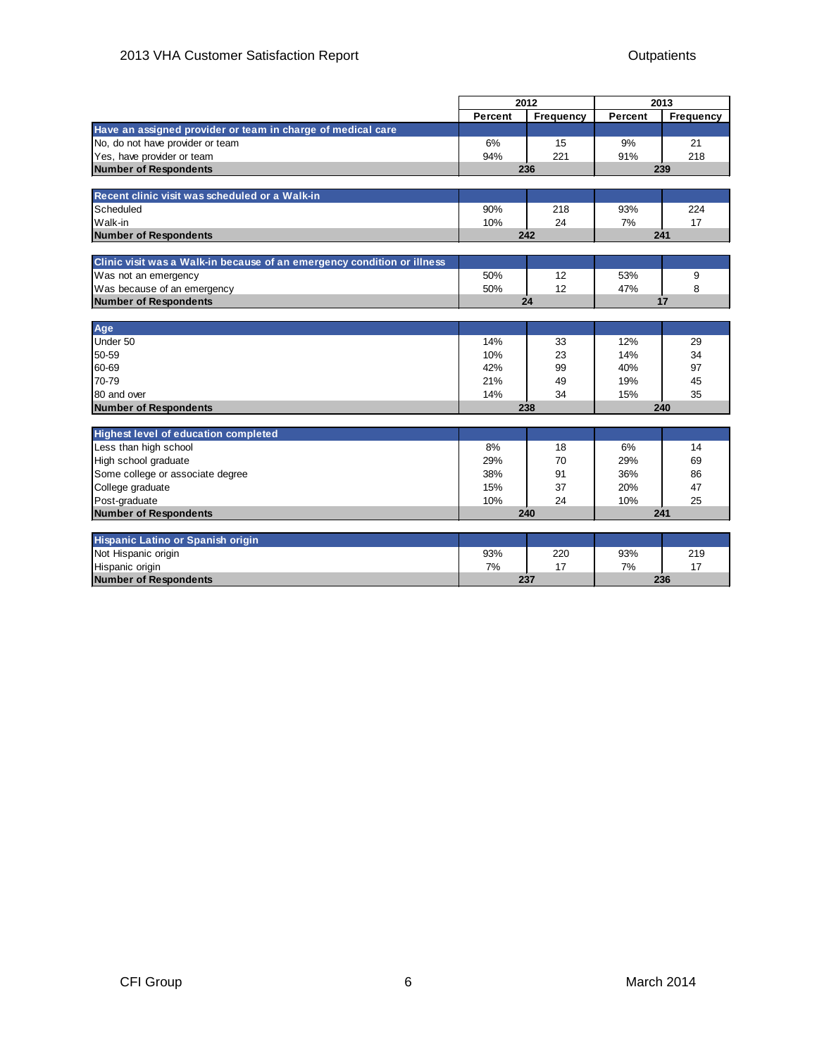| | 2012 | | 2013 | |
|---|---|---|---|---|
| | Percent | Frequency | Percent | Frequency |
| **Have an assigned provider or team in charge of medical care** | | | | |
| No, do not have provider or team | 6% | 15 | 9% | 21 |
| Yes, have provider or team | 94% | 221 | 91% | 218 |
| **Number of Respondents** | 236 | | 239 | |

| | 2012 | | 2013 | |
|---|---|---|---|---|
| | Percent | Frequency | Percent | Frequency |
| **Recent clinic visit was scheduled or a Walk-in** | | | | |
| Scheduled | 90% | 218 | 93% | 224 |
| Walk-in | 10% | 24 | 7% | 17 |
| **Number of Respondents** | 242 | | 241 | |

| | 2012 | | 2013 | |
|---|---|---|---|---|
| | Percent | Frequency | Percent | Frequency |
| **Clinic visit was a Walk-in because of an emergency condition or illness** | | | | |
| Was not an emergency | 50% | 12 | 53% | 9 |
| Was because of an emergency | 50% | 12 | 47% | 8 |
| **Number of Respondents** | 24 | | 17 | |

| | 2012 | | 2013 | |
|---|---|---|---|---|
| | Percent | Frequency | Percent | Frequency |
| **Age** | | | | |
| Under 50 | 14% | 33 | 12% | 29 |
| 50-59 | 10% | 23 | 14% | 34 |
| 60-69 | 42% | 99 | 40% | 97 |
| 70-79 | 21% | 49 | 19% | 45 |
| 80 and over | 14% | 34 | 15% | 35 |
| **Number of Respondents** | 238 | | 240 | |

| | 2012 | | 2013 | |
|---|---|---|---|---|
| | Percent | Frequency | Percent | Frequency |
| **Highest level of education completed** | | | | |
| Less than high school | 8% | 18 | 6% | 14 |
| High school graduate | 29% | 70 | 29% | 69 |
| Some college or associate degree | 38% | 91 | 36% | 86 |
| College graduate | 15% | 37 | 20% | 47 |
| Post-graduate | 10% | 24 | 10% | 25 |
| **Number of Respondents** | 240 | | 241 | |

| | 2012 | | 2013 | |
|---|---|---|---|---|
| | Percent | Frequency | Percent | Frequency |
| **Hispanic Latino or Spanish origin** | | | | |
| Not Hispanic origin | 93% | 220 | 93% | 219 |
| Hispanic origin | 7% | 17 | 7% | 17 |
| **Number of Respondents** | 237 | | 236 | |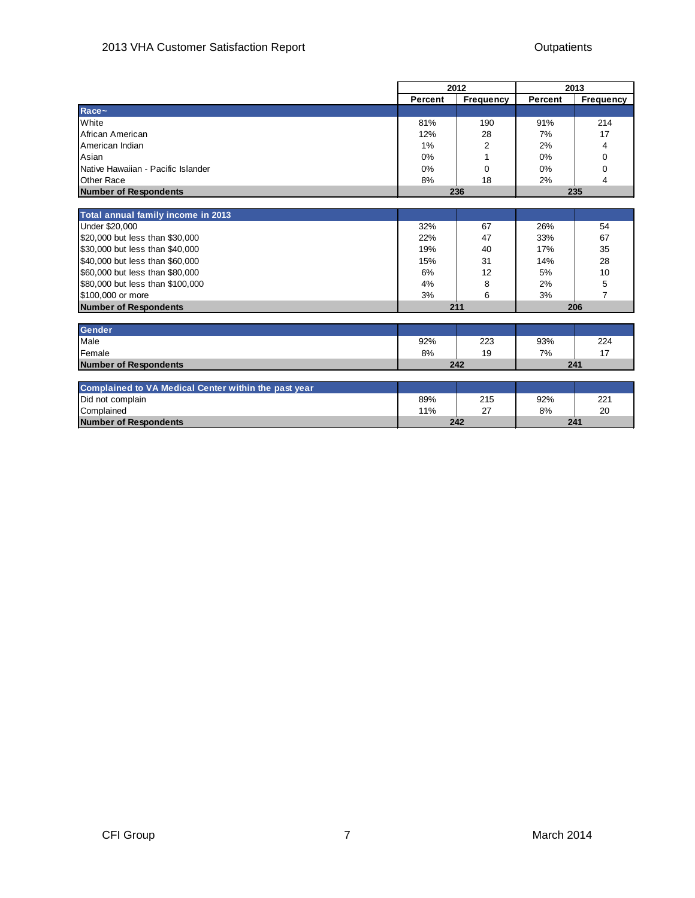| | 2012 | | 2013 | |
|---|---|---|---|---|
| | Percent | Frequency | Percent | Frequency |
| **Race~** | | | | |
| White | 81% | 190 | 91% | 214 |
| African American | 12% | 28 | 7% | 17 |
| American Indian | 1% | 2 | 2% | 4 |
| Asian | 0% | 1 | 0% | 0 |
| Native Hawaiian - Pacific Islander | 0% | 0 | 0% | 0 |
| Other Race | 8% | 18 | 2% | 4 |
| **Number of Respondents** | **236** | | **235** | |

| | 2012 | | 2013 | |
|---|---|---|---|---|
| | Percent | Frequency | Percent | Frequency |
| **Total annual family income in 2013** | | | | |
| Under $20,000 | 32% | 67 | 26% | 54 |
| $20,000 but less than $30,000 | 22% | 47 | 33% | 67 |
| $30,000 but less than $40,000 | 19% | 40 | 17% | 35 |
| $40,000 but less than $60,000 | 15% | 31 | 14% | 28 |
| $60,000 but less than $80,000 | 6% | 12 | 5% | 10 |
| $80,000 but less than $100,000 | 4% | 8 | 2% | 5 |
| $100,000 or more | 3% | 6 | 3% | 7 |
| **Number of Respondents** | **211** | | **206** | |

| | 2012 | | 2013 | |
|---|---|---|---|---|
| | Percent | Frequency | Percent | Frequency |
| **Gender** | | | | |
| Male | 92% | 223 | 93% | 224 |
| Female | 8% | 19 | 7% | 17 |
| **Number of Respondents** | **242** | | **241** | |

| | 2012 | | 2013 | |
|---|---|---|---|---|
| | Percent | Frequency | Percent | Frequency |
| **Complained to VA Medical Center within the past year** | | | | |
| Did not complain | 89% | 215 | 92% | 221 |
| Complained | 11% | 27 | 8% | 20 |
| **Number of Respondents** | **242** | | **241** | |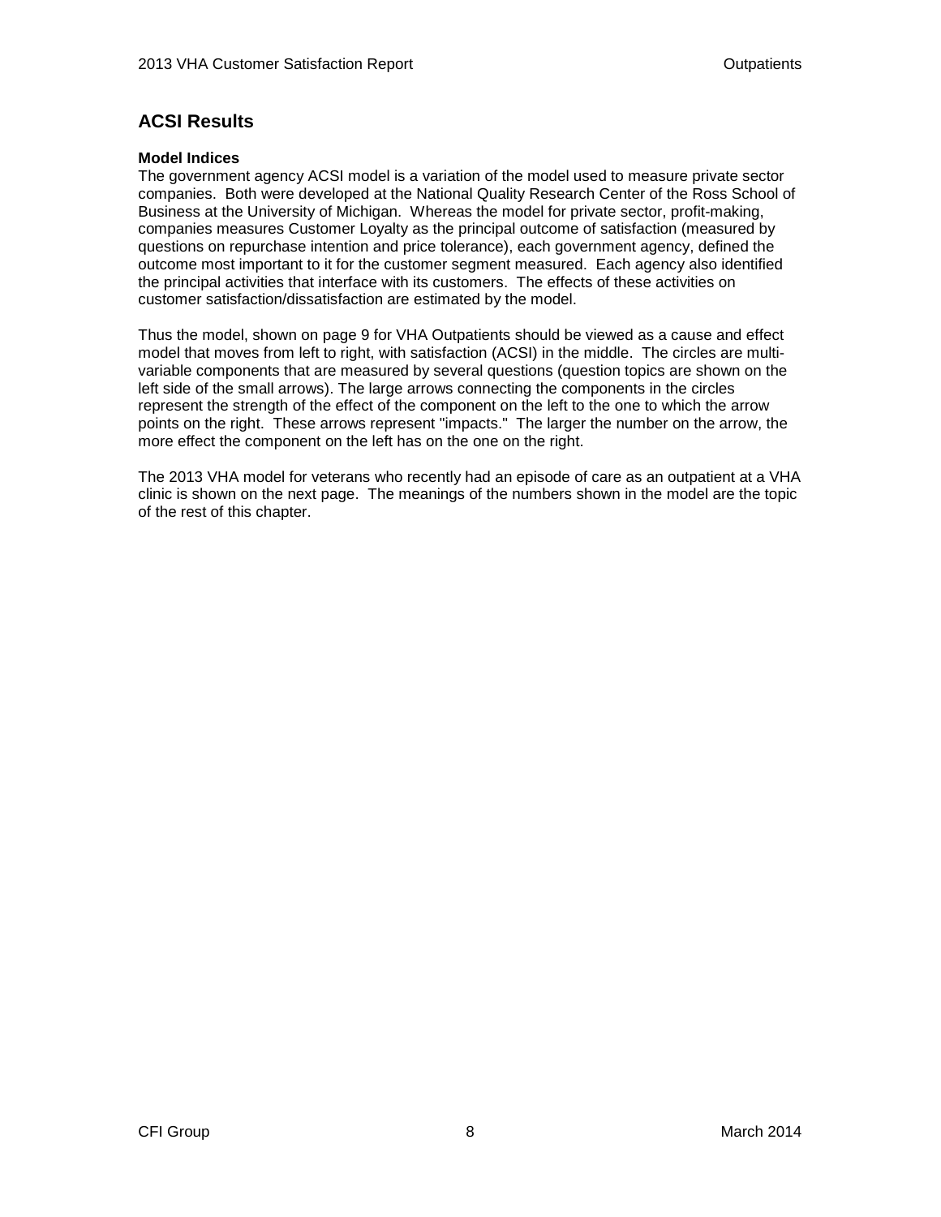## ACSI Results

### Model Indices

The government agency ACSI model is a variation of the model used to measure private sector companies. Both were developed at the National Quality Research Center of the Ross School of Business at the University of Michigan. Whereas the model for private sector, profit-making, companies measures Customer Loyalty as the principal outcome of satisfaction (measured by questions on repurchase intention and price tolerance), each government agency, defined the outcome most important to it for the customer segment measured. Each agency also identified the principal activities that interface with its customers. The effects of these activities on customer satisfaction/dissatisfaction are estimated by the model.

Thus the model, shown on page 9 for VHA Outpatients should be viewed as a cause and effect model that moves from left to right, with satisfaction (ACSI) in the middle. The circles are multi-variable components that are measured by several questions (question topics are shown on the left side of the small arrows). The large arrows connecting the components in the circles represent the strength of the effect of the component on the left to the one to which the arrow points on the right. These arrows represent "impacts." The larger the number on the arrow, the more effect the component on the left has on the one on the right.

The 2013 VHA model for veterans who recently had an episode of care as an outpatient at a VHA clinic is shown on the next page. The meanings of the numbers shown in the model are the topic of the rest of this chapter.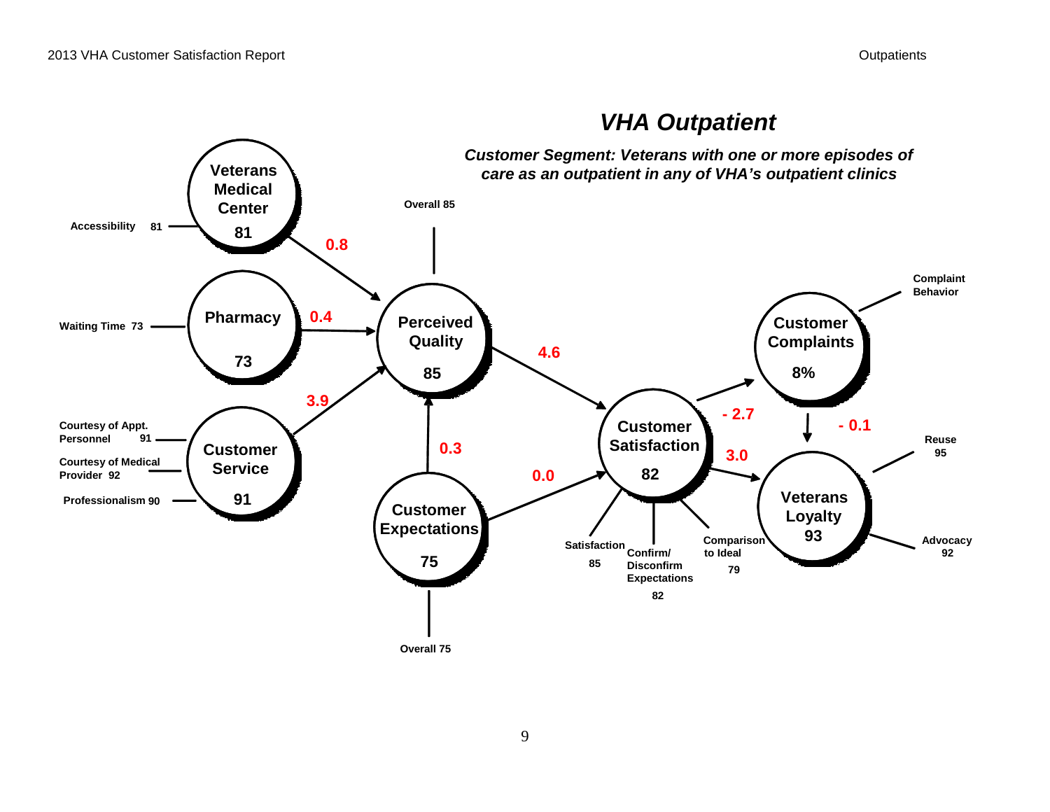## *VHA Outpatient*

***Customer Segment: Veterans with one or more episodes of care as an outpatient in any of VHA's outpatient clinics***

**Drivers and scores:**

- **Veterans Medical Center: 81** (Accessibility 81) → Perceived Quality: 0.8
- **Pharmacy: 73** (Waiting Time 73) → Perceived Quality: 0.4
- **Customer Service: 91** (Courtesy of Appt. Personnel 91; Courtesy of Medical Provider 92; Professionalism 90) → Perceived Quality: 3.9
- **Perceived Quality: 85** (Overall 85) → Customer Satisfaction: 4.6
- **Customer Expectations: 75** (Overall 75) → Perceived Quality: 0.3; → Customer Satisfaction: 0.0
- **Customer Satisfaction: 82** (Satisfaction 85; Confirm/Disconfirm Expectations 82; Comparison to Ideal 79) → Customer Complaints: - 2.7; → Veterans Loyalty: 3.0
- **Customer Complaints: 8%** (Complaint Behavior) → Veterans Loyalty: - 0.1
- **Veterans Loyalty: 93** (Reuse 95; Advocacy 92)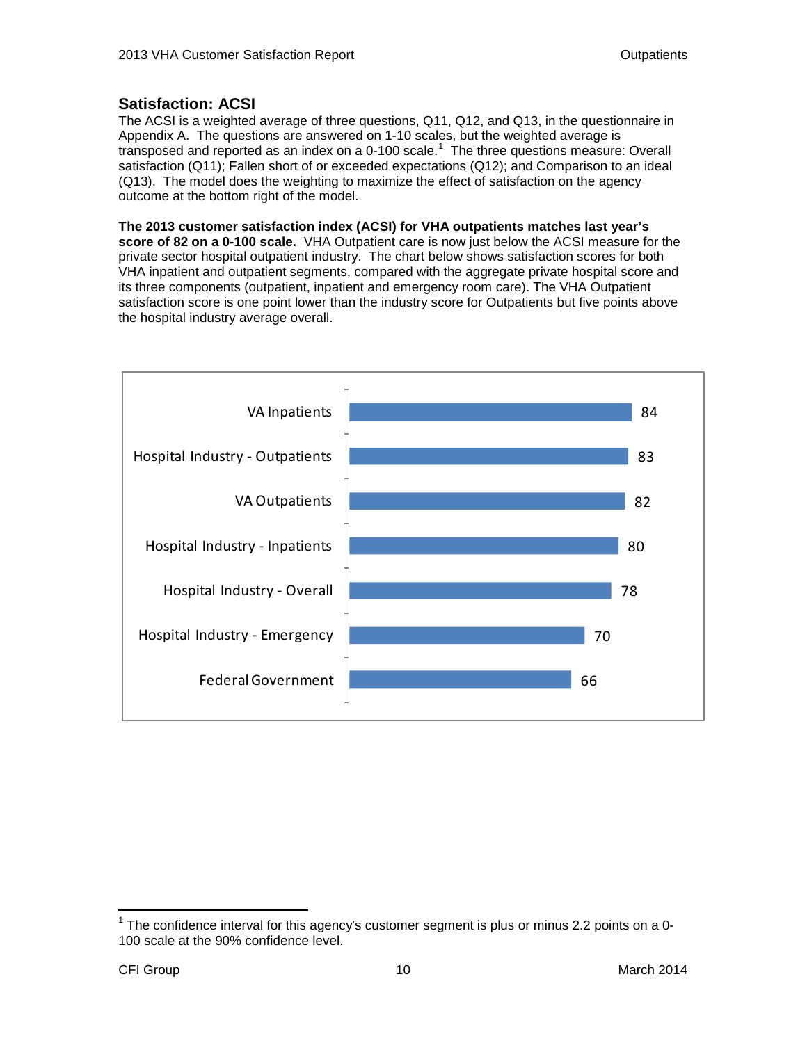## Satisfaction: ACSI

The ACSI is a weighted average of three questions, Q11, Q12, and Q13, in the questionnaire in Appendix A. The questions are answered on 1-10 scales, but the weighted average is transposed and reported as an index on a 0-100 scale.[1] The three questions measure: Overall satisfaction (Q11); Fallen short of or exceeded expectations (Q12); and Comparison to an ideal (Q13). The model does the weighting to maximize the effect of satisfaction on the agency outcome at the bottom right of the model.

**The 2013 customer satisfaction index (ACSI) for VHA outpatients matches last year's score of 82 on a 0-100 scale.** VHA Outpatient care is now just below the ACSI measure for the private sector hospital outpatient industry. The chart below shows satisfaction scores for both VHA inpatient and outpatient segments, compared with the aggregate private hospital score and its three components (outpatient, inpatient and emergency room care). The VHA Outpatient satisfaction score is one point lower than the industry score for Outpatients but five points above the hospital industry average overall.

| Segment | Score |
|---|---|
| VA Inpatients | 84 |
| Hospital Industry - Outpatients | 83 |
| VA Outpatients | 82 |
| Hospital Industry - Inpatients | 80 |
| Hospital Industry - Overall | 78 |
| Hospital Industry - Emergency | 70 |
| Federal Government | 66 |

[1] The confidence interval for this agency's customer segment is plus or minus 2.2 points on a 0-100 scale at the 90% confidence level.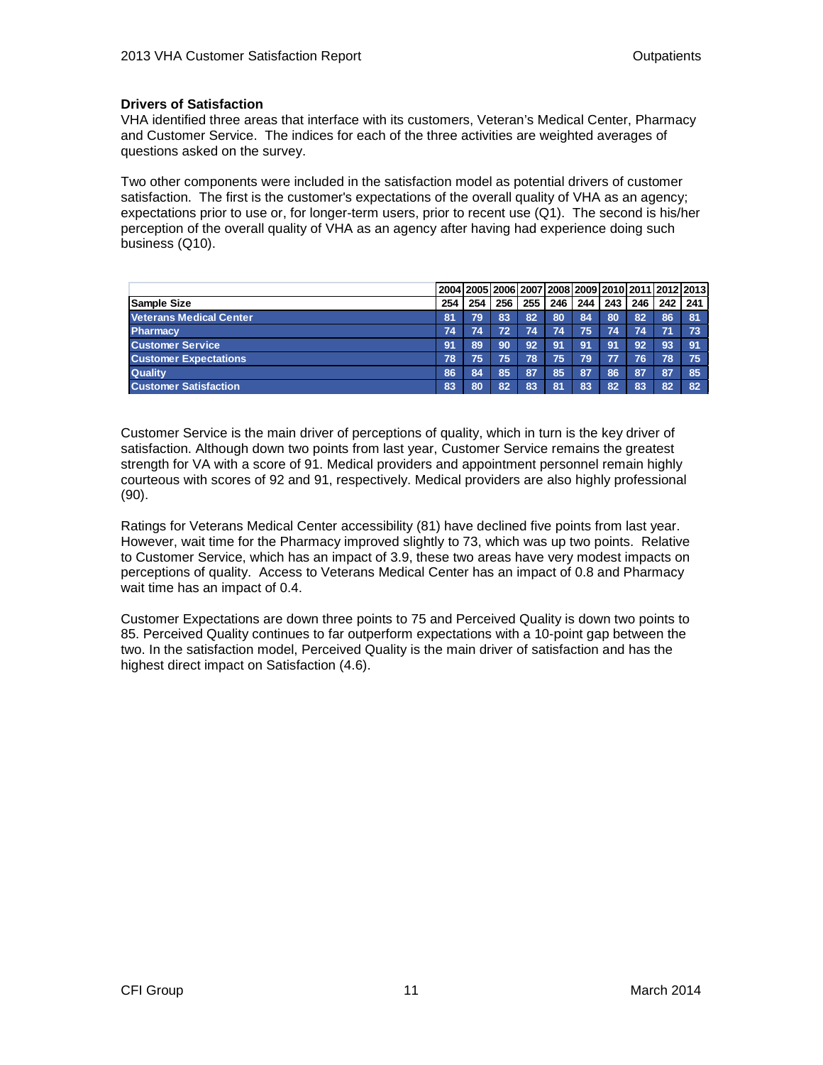### Drivers of Satisfaction

VHA identified three areas that interface with its customers, Veteran's Medical Center, Pharmacy and Customer Service. The indices for each of the three activities are weighted averages of questions asked on the survey.

Two other components were included in the satisfaction model as potential drivers of customer satisfaction. The first is the customer's expectations of the overall quality of VHA as an agency; expectations prior to use or, for longer-term users, prior to recent use (Q1). The second is his/her perception of the overall quality of VHA as an agency after having had experience doing such business (Q10).

| | 2004 | 2005 | 2006 | 2007 | 2008 | 2009 | 2010 | 2011 | 2012 | 2013 |
|---|---|---|---|---|---|---|---|---|---|---|
| **Sample Size** | 254 | 254 | 256 | 255 | 246 | 244 | 243 | 246 | 242 | 241 |
| **Veterans Medical Center** | 81 | 79 | 83 | 82 | 80 | 84 | 80 | 82 | 86 | 81 |
| **Pharmacy** | 74 | 74 | 72 | 74 | 74 | 75 | 74 | 74 | 71 | 73 |
| **Customer Service** | 91 | 89 | 90 | 92 | 91 | 91 | 91 | 92 | 93 | 91 |
| **Customer Expectations** | 78 | 75 | 75 | 78 | 75 | 79 | 77 | 76 | 78 | 75 |
| **Quality** | 86 | 84 | 85 | 87 | 85 | 87 | 86 | 87 | 87 | 85 |
| **Customer Satisfaction** | 83 | 80 | 82 | 83 | 81 | 83 | 82 | 83 | 82 | 82 |

Customer Service is the main driver of perceptions of quality, which in turn is the key driver of satisfaction. Although down two points from last year, Customer Service remains the greatest strength for VA with a score of 91. Medical providers and appointment personnel remain highly courteous with scores of 92 and 91, respectively. Medical providers are also highly professional (90).

Ratings for Veterans Medical Center accessibility (81) have declined five points from last year. However, wait time for the Pharmacy improved slightly to 73, which was up two points. Relative to Customer Service, which has an impact of 3.9, these two areas have very modest impacts on perceptions of quality. Access to Veterans Medical Center has an impact of 0.8 and Pharmacy wait time has an impact of 0.4.

Customer Expectations are down three points to 75 and Perceived Quality is down two points to 85. Perceived Quality continues to far outperform expectations with a 10-point gap between the two. In the satisfaction model, Perceived Quality is the main driver of satisfaction and has the highest direct impact on Satisfaction (4.6).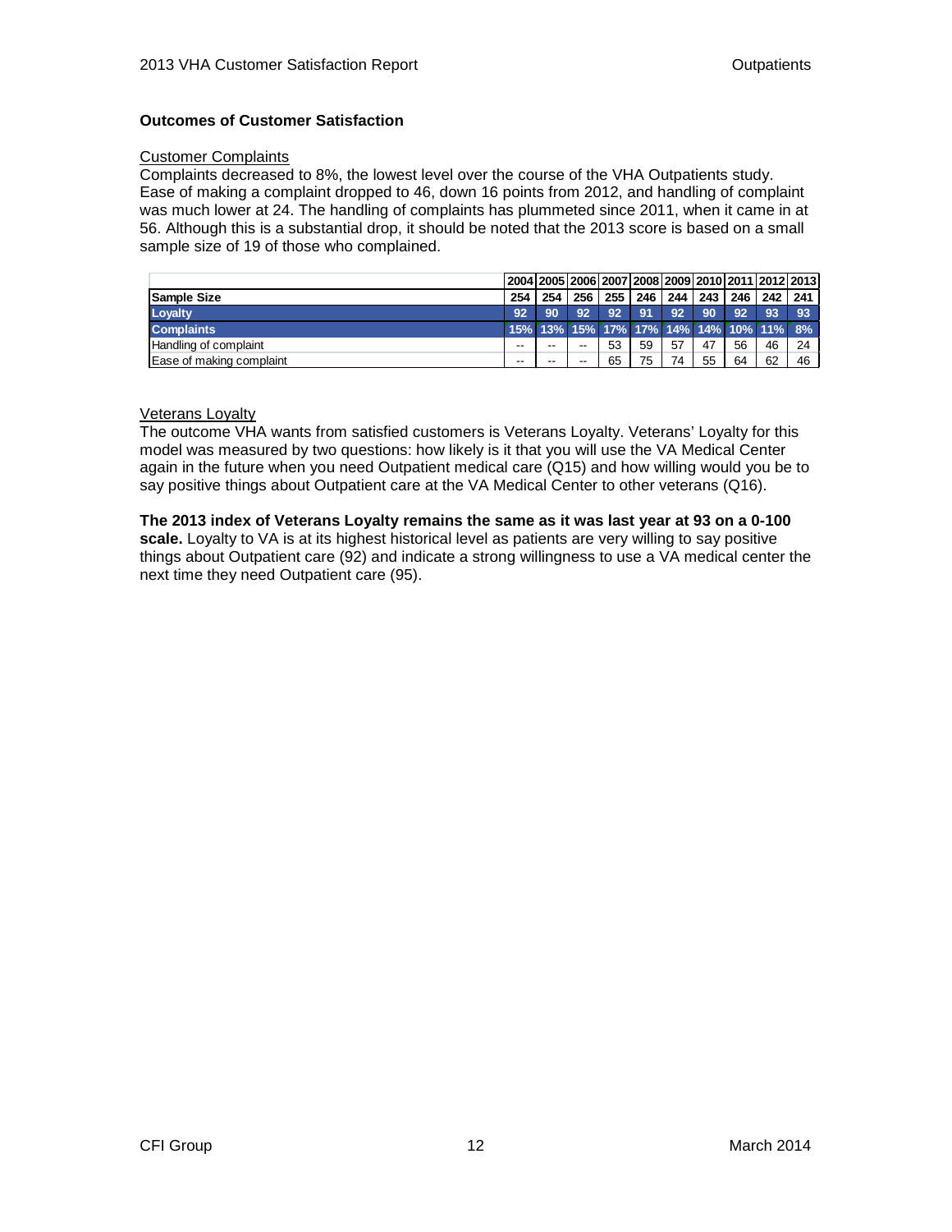## Outcomes of Customer Satisfaction

Customer Complaints

Complaints decreased to 8%, the lowest level over the course of the VHA Outpatients study. Ease of making a complaint dropped to 46, down 16 points from 2012, and handling of complaint was much lower at 24. The handling of complaints has plummeted since 2011, when it came in at 56. Although this is a substantial drop, it should be noted that the 2013 score is based on a small sample size of 19 of those who complained.

| | 2004 | 2005 | 2006 | 2007 | 2008 | 2009 | 2010 | 2011 | 2012 | 2013 |
|---|---|---|---|---|---|---|---|---|---|---|
| **Sample Size** | 254 | 254 | 256 | 255 | 246 | 244 | 243 | 246 | 242 | 241 |
| **Loyalty** | 92 | 90 | 92 | 92 | 91 | 92 | 90 | 92 | 93 | 93 |
| **Complaints** | 15% | 13% | 15% | 17% | 17% | 14% | 14% | 10% | 11% | 8% |
| Handling of complaint | -- | -- | -- | 53 | 59 | 57 | 47 | 56 | 46 | 24 |
| Ease of making complaint | -- | -- | -- | 65 | 75 | 74 | 55 | 64 | 62 | 46 |

Veterans Loyalty

The outcome VHA wants from satisfied customers is Veterans Loyalty. Veterans' Loyalty for this model was measured by two questions: how likely is it that you will use the VA Medical Center again in the future when you need Outpatient medical care (Q15) and how willing would you be to say positive things about Outpatient care at the VA Medical Center to other veterans (Q16).

**The 2013 index of Veterans Loyalty remains the same as it was last year at 93 on a 0-100 scale.** Loyalty to VA is at its highest historical level as patients are very willing to say positive things about Outpatient care (92) and indicate a strong willingness to use a VA medical center the next time they need Outpatient care (95).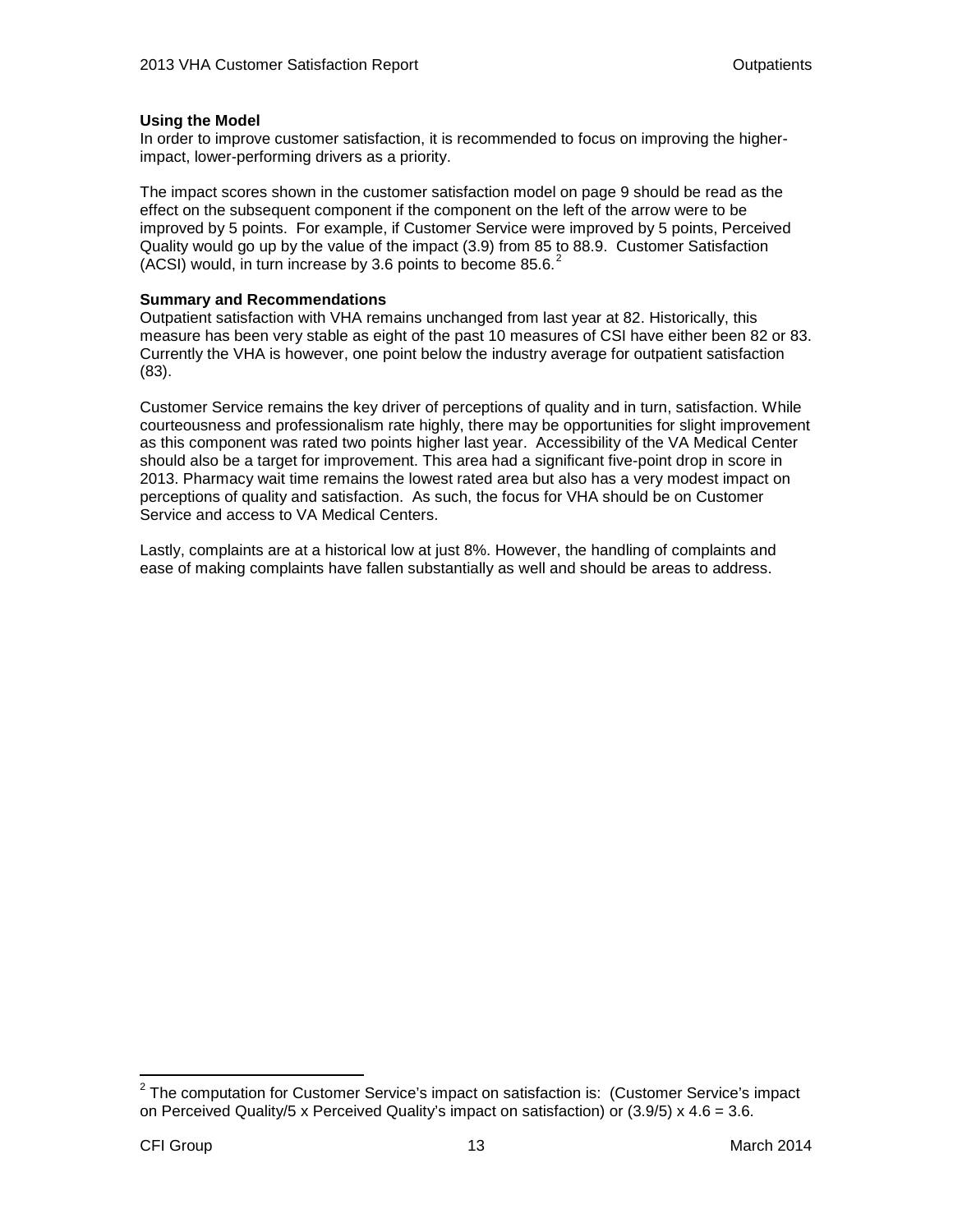**Using the Model**

In order to improve customer satisfaction, it is recommended to focus on improving the higher-impact, lower-performing drivers as a priority.

The impact scores shown in the customer satisfaction model on page 9 should be read as the effect on the subsequent component if the component on the left of the arrow were to be improved by 5 points. For example, if Customer Service were improved by 5 points, Perceived Quality would go up by the value of the impact (3.9) from 85 to 88.9. Customer Satisfaction (ACSI) would, in turn increase by 3.6 points to become 85.6.[2]

**Summary and Recommendations**

Outpatient satisfaction with VHA remains unchanged from last year at 82. Historically, this measure has been very stable as eight of the past 10 measures of CSI have either been 82 or 83. Currently the VHA is however, one point below the industry average for outpatient satisfaction (83).

Customer Service remains the key driver of perceptions of quality and in turn, satisfaction. While courteousness and professionalism rate highly, there may be opportunities for slight improvement as this component was rated two points higher last year. Accessibility of the VA Medical Center should also be a target for improvement. This area had a significant five-point drop in score in 2013. Pharmacy wait time remains the lowest rated area but also has a very modest impact on perceptions of quality and satisfaction. As such, the focus for VHA should be on Customer Service and access to VA Medical Centers.

Lastly, complaints are at a historical low at just 8%. However, the handling of complaints and ease of making complaints have fallen substantially as well and should be areas to address.

---

[2] The computation for Customer Service's impact on satisfaction is: (Customer Service's impact on Perceived Quality/5 x Perceived Quality's impact on satisfaction) or $(3.9/5) \times 4.6 = 3.6$.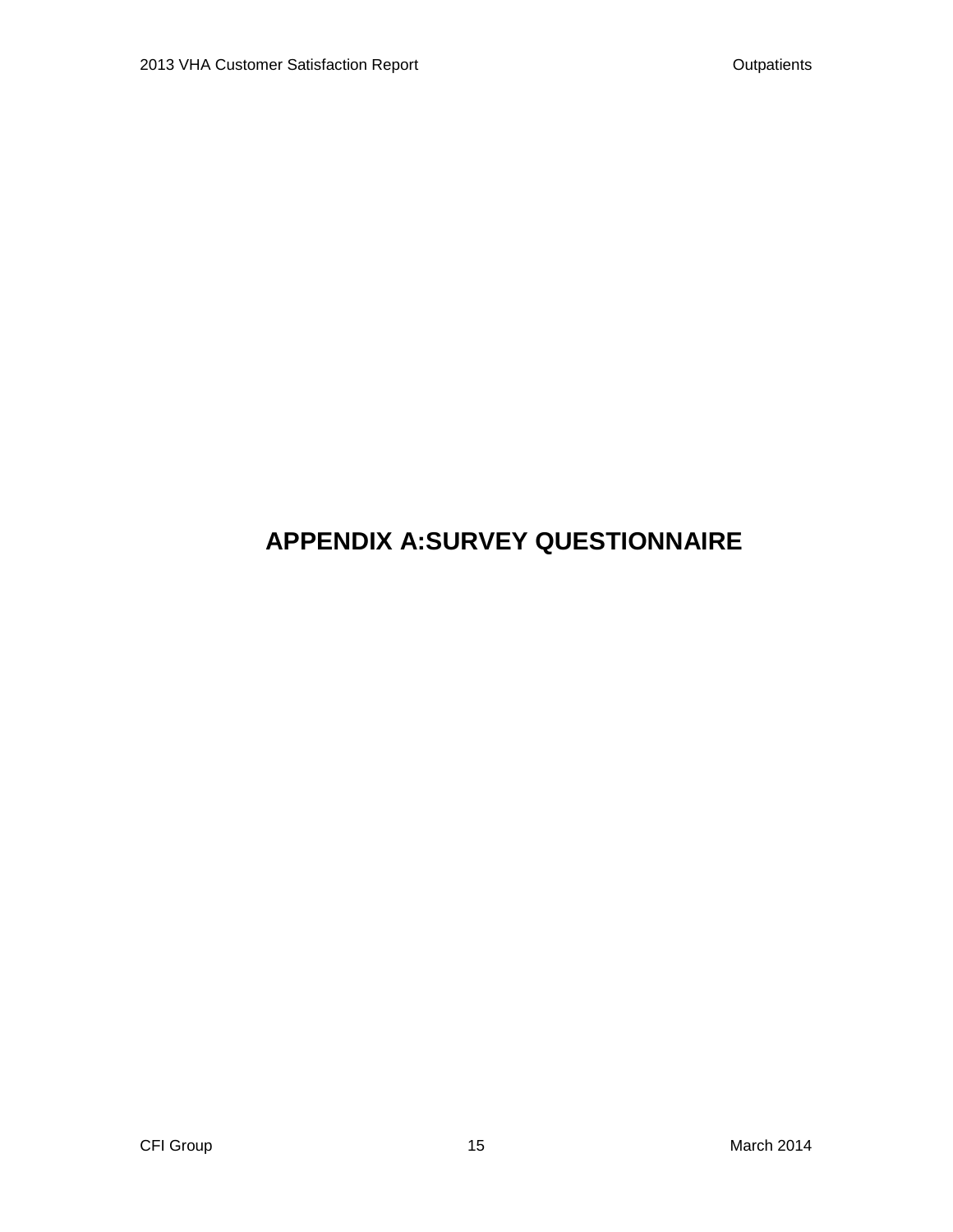# APPENDIX A:SURVEY QUESTIONNAIRE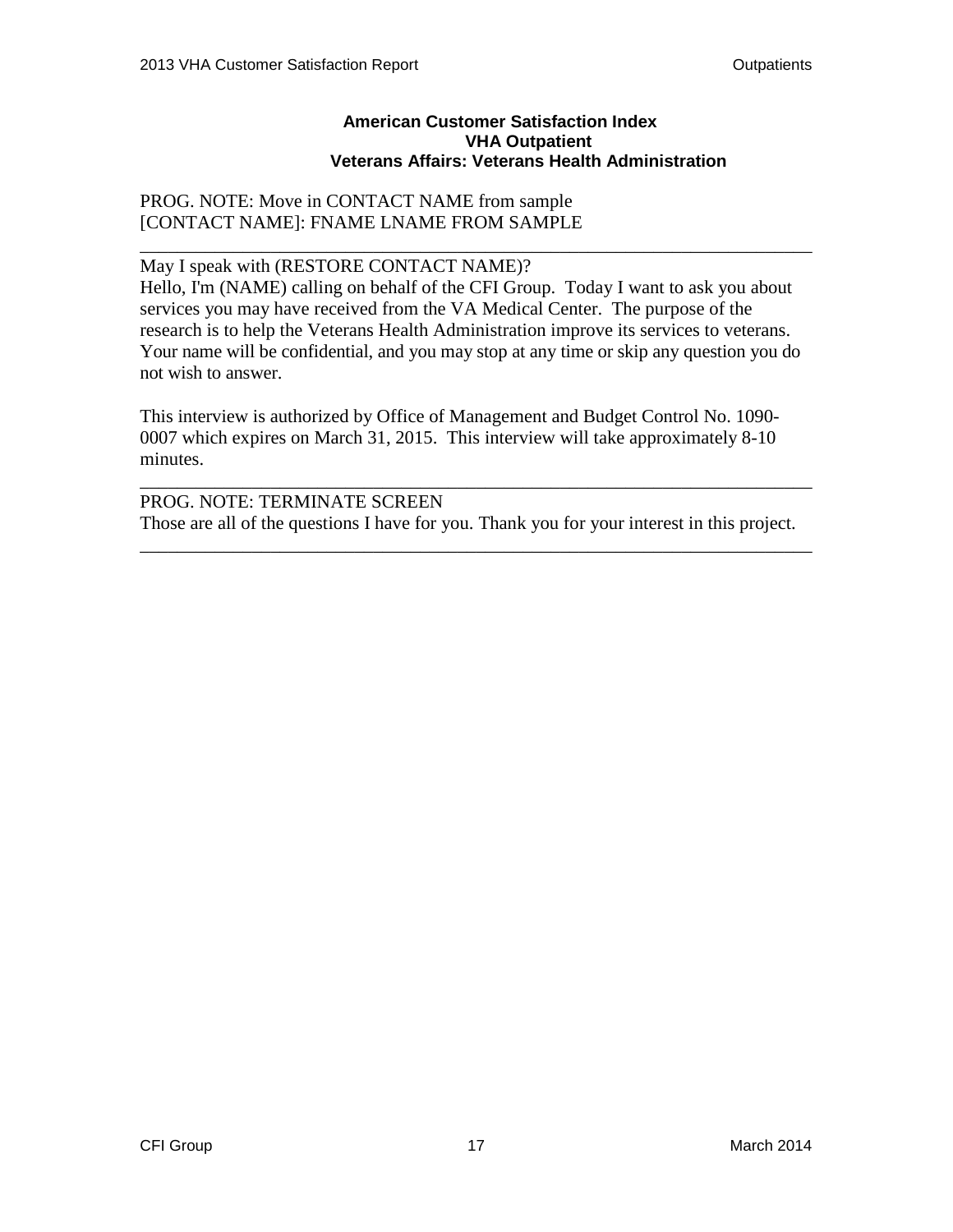**American Customer Satisfaction Index**
**VHA Outpatient**
**Veterans Affairs: Veterans Health Administration**

PROG. NOTE: Move in CONTACT NAME from sample
[CONTACT NAME]: FNAME LNAME FROM SAMPLE

---

May I speak with (RESTORE CONTACT NAME)?
Hello, I'm (NAME) calling on behalf of the CFI Group. Today I want to ask you about services you may have received from the VA Medical Center. The purpose of the research is to help the Veterans Health Administration improve its services to veterans. Your name will be confidential, and you may stop at any time or skip any question you do not wish to answer.

This interview is authorized by Office of Management and Budget Control No. 1090-0007 which expires on March 31, 2015. This interview will take approximately 8-10 minutes.

---

PROG. NOTE: TERMINATE SCREEN
Those are all of the questions I have for you. Thank you for your interest in this project.

---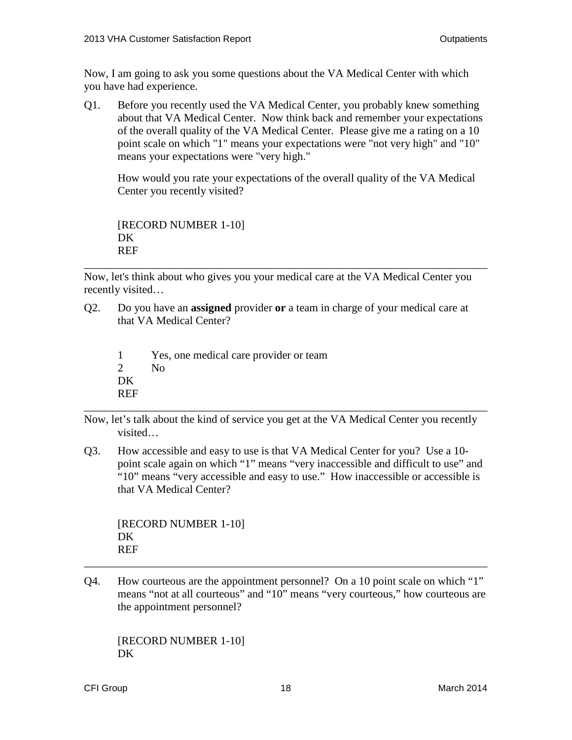Now, I am going to ask you some questions about the VA Medical Center with which you have had experience.

Q1. Before you recently used the VA Medical Center, you probably knew something about that VA Medical Center. Now think back and remember your expectations of the overall quality of the VA Medical Center. Please give me a rating on a 10 point scale on which "1" means your expectations were "not very high" and "10" means your expectations were "very high."

How would you rate your expectations of the overall quality of the VA Medical Center you recently visited?

[RECORD NUMBER 1-10]
DK
REF

---

Now, let's think about who gives you your medical care at the VA Medical Center you recently visited…

Q2. Do you have an **assigned** provider **or** a team in charge of your medical care at that VA Medical Center?

1 Yes, one medical care provider or team
2 No
DK
REF

---

Now, let's talk about the kind of service you get at the VA Medical Center you recently visited…

Q3. How accessible and easy to use is that VA Medical Center for you? Use a 10-point scale again on which "1" means "very inaccessible and difficult to use" and "10" means "very accessible and easy to use." How inaccessible or accessible is that VA Medical Center?

[RECORD NUMBER 1-10]
DK
REF

---

Q4. How courteous are the appointment personnel? On a 10 point scale on which "1" means "not at all courteous" and "10" means "very courteous," how courteous are the appointment personnel?

[RECORD NUMBER 1-10]
DK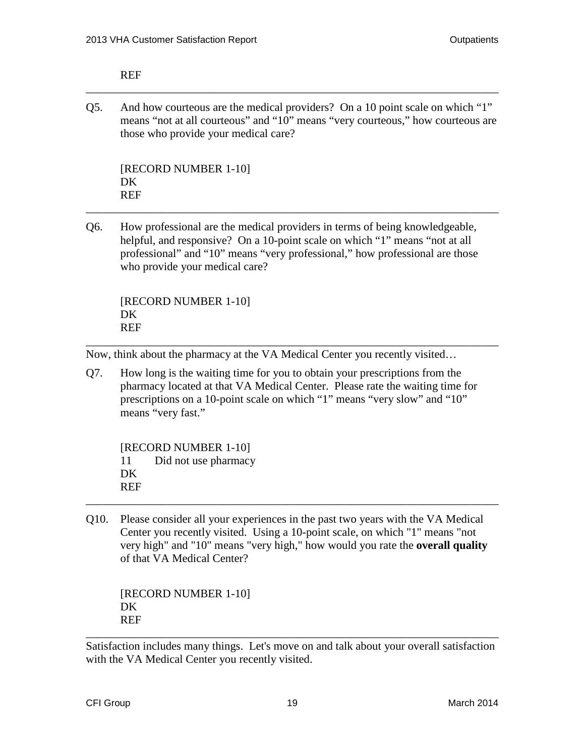REF

---

Q5. And how courteous are the medical providers? On a 10 point scale on which “1” means “not at all courteous” and “10” means “very courteous,” how courteous are those who provide your medical care?

[RECORD NUMBER 1-10]
DK
REF

---

Q6. How professional are the medical providers in terms of being knowledgeable, helpful, and responsive? On a 10-point scale on which “1” means “not at all professional” and “10” means “very professional,” how professional are those who provide your medical care?

[RECORD NUMBER 1-10]
DK
REF

---

Now, think about the pharmacy at the VA Medical Center you recently visited…

Q7. How long is the waiting time for you to obtain your prescriptions from the pharmacy located at that VA Medical Center. Please rate the waiting time for prescriptions on a 10-point scale on which “1” means “very slow” and “10” means “very fast.”

[RECORD NUMBER 1-10]
11 Did not use pharmacy
DK
REF

---

Q10. Please consider all your experiences in the past two years with the VA Medical Center you recently visited. Using a 10-point scale, on which "1" means "not very high" and "10" means "very high," how would you rate the **overall quality** of that VA Medical Center?

[RECORD NUMBER 1-10]
DK
REF

---

Satisfaction includes many things. Let's move on and talk about your overall satisfaction with the VA Medical Center you recently visited.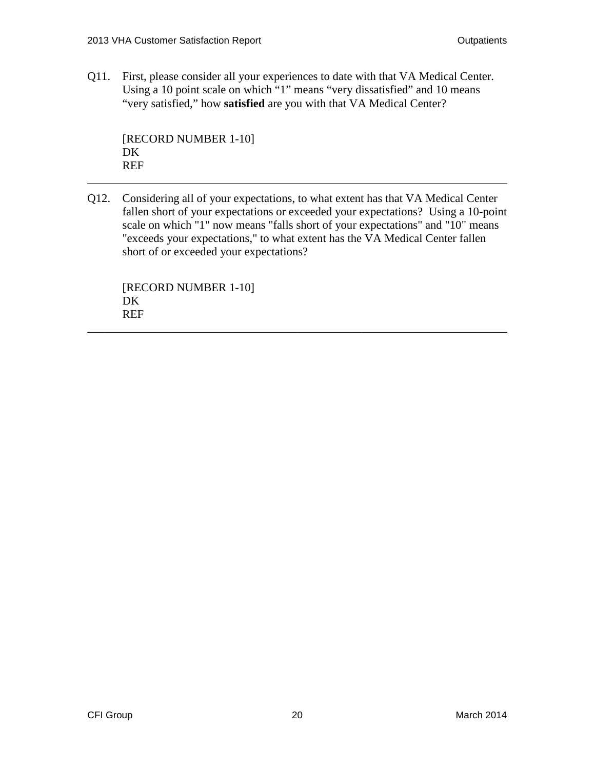Q11. First, please consider all your experiences to date with that VA Medical Center. Using a 10 point scale on which “1” means “very dissatisfied” and 10 means “very satisfied,” how **satisfied** are you with that VA Medical Center?

[RECORD NUMBER 1-10]
DK
REF

---

Q12. Considering all of your expectations, to what extent has that VA Medical Center fallen short of your expectations or exceeded your expectations? Using a 10-point scale on which "1" now means "falls short of your expectations" and "10" means "exceeds your expectations," to what extent has the VA Medical Center fallen short of or exceeded your expectations?

[RECORD NUMBER 1-10]
DK
REF

---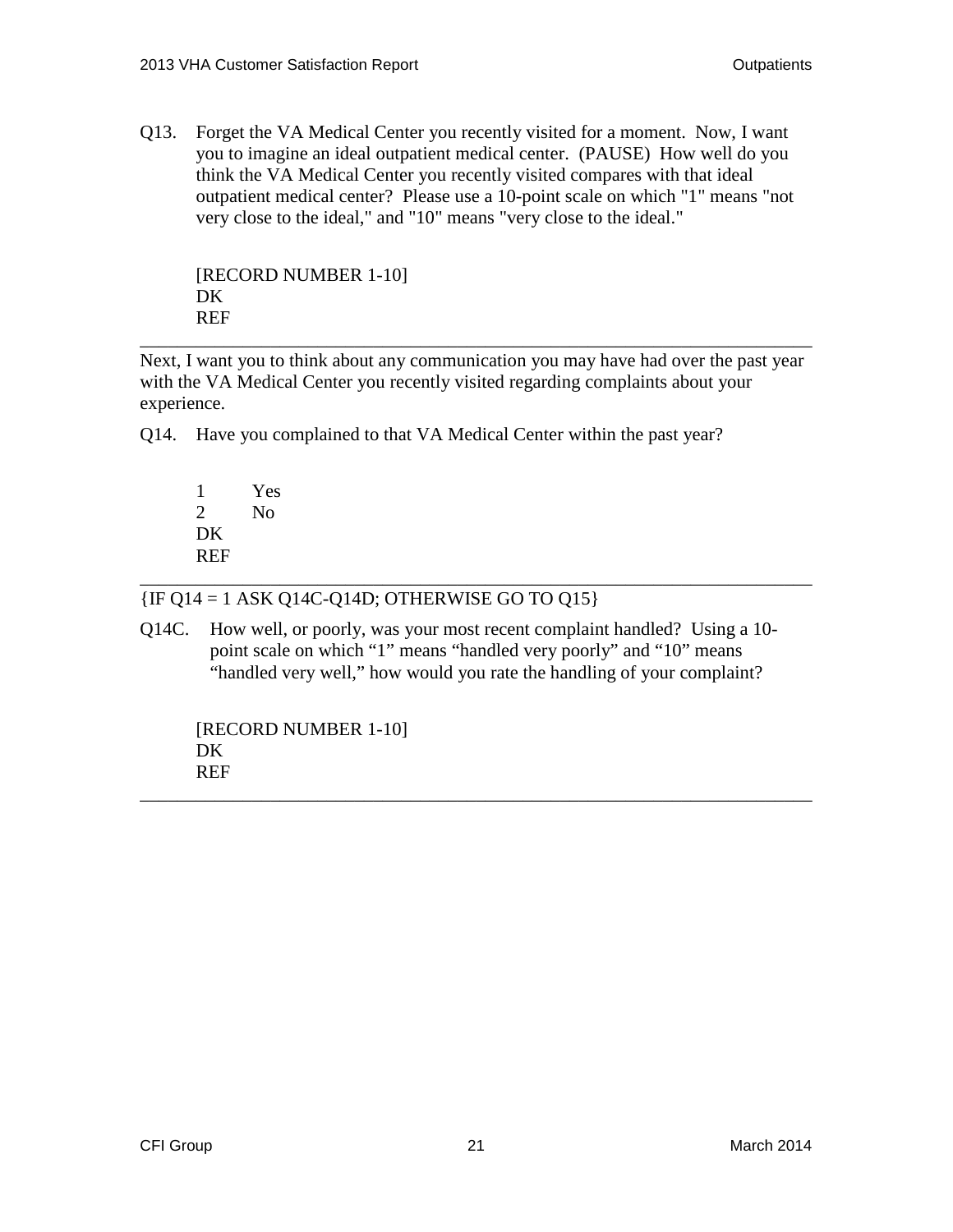Q13. Forget the VA Medical Center you recently visited for a moment. Now, I want you to imagine an ideal outpatient medical center. (PAUSE) How well do you think the VA Medical Center you recently visited compares with that ideal outpatient medical center? Please use a 10-point scale on which "1" means "not very close to the ideal," and "10" means "very close to the ideal."

[RECORD NUMBER 1-10]
DK
REF

---

Next, I want you to think about any communication you may have had over the past year with the VA Medical Center you recently visited regarding complaints about your experience.

Q14. Have you complained to that VA Medical Center within the past year?

1 Yes
2 No
DK
REF

---

{IF Q14 = 1 ASK Q14C-Q14D; OTHERWISE GO TO Q15}

Q14C. How well, or poorly, was your most recent complaint handled? Using a 10-point scale on which “1” means “handled very poorly” and “10” means “handled very well,” how would you rate the handling of your complaint?

[RECORD NUMBER 1-10]
DK
REF

---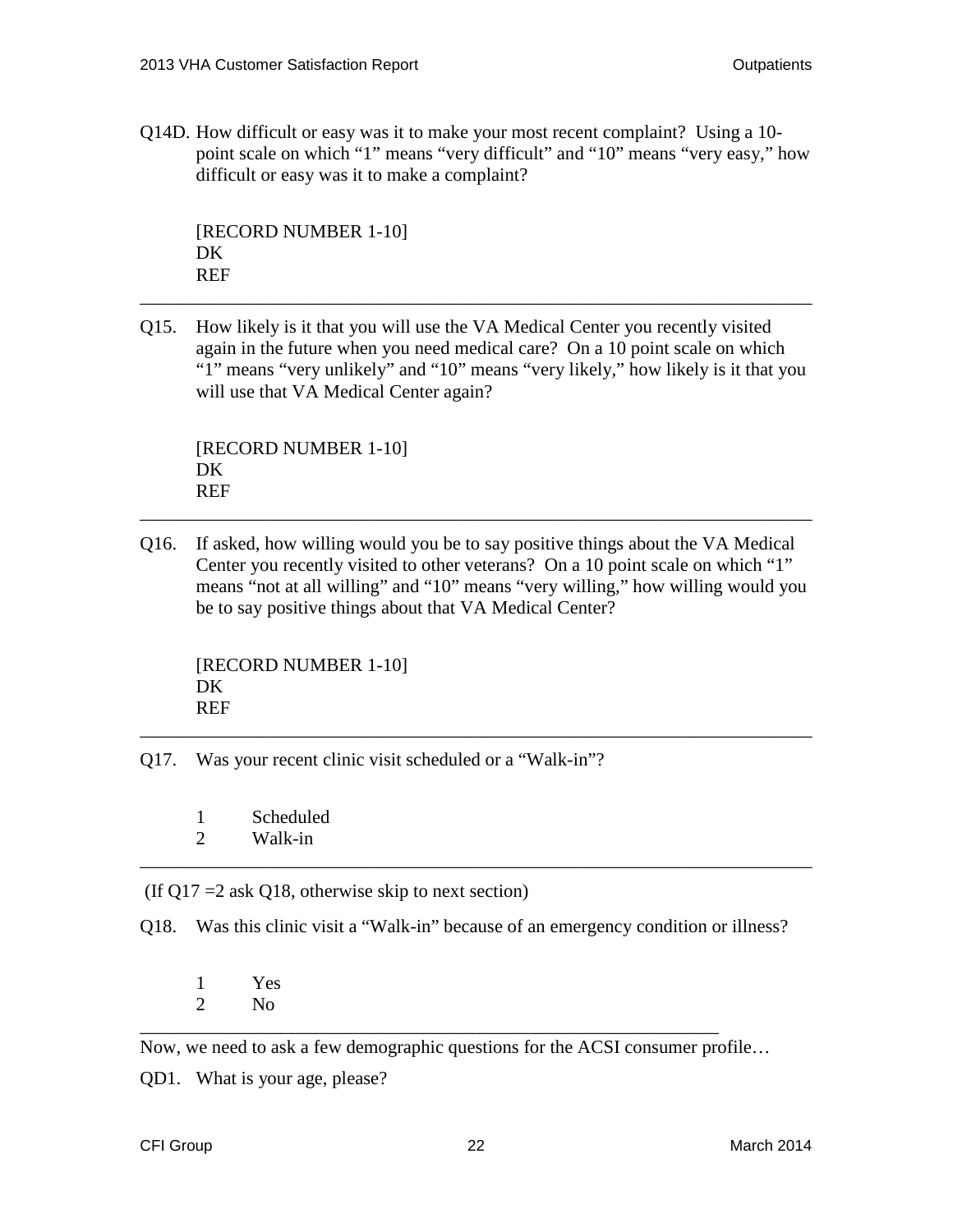Q14D. How difficult or easy was it to make your most recent complaint? Using a 10-point scale on which "1" means "very difficult" and "10" means "very easy," how difficult or easy was it to make a complaint?

[RECORD NUMBER 1-10]
DK
REF

---

Q15. How likely is it that you will use the VA Medical Center you recently visited again in the future when you need medical care? On a 10 point scale on which "1" means "very unlikely" and "10" means "very likely," how likely is it that you will use that VA Medical Center again?

[RECORD NUMBER 1-10]
DK
REF

---

Q16. If asked, how willing would you be to say positive things about the VA Medical Center you recently visited to other veterans? On a 10 point scale on which "1" means "not at all willing" and "10" means "very willing," how willing would you be to say positive things about that VA Medical Center?

[RECORD NUMBER 1-10]
DK
REF

---

Q17. Was your recent clinic visit scheduled or a "Walk-in"?

1 Scheduled
2 Walk-in

---

(If Q17 =2 ask Q18, otherwise skip to next section)

Q18. Was this clinic visit a "Walk-in" because of an emergency condition or illness?

1 Yes
2 No

---

Now, we need to ask a few demographic questions for the ACSI consumer profile…

QD1. What is your age, please?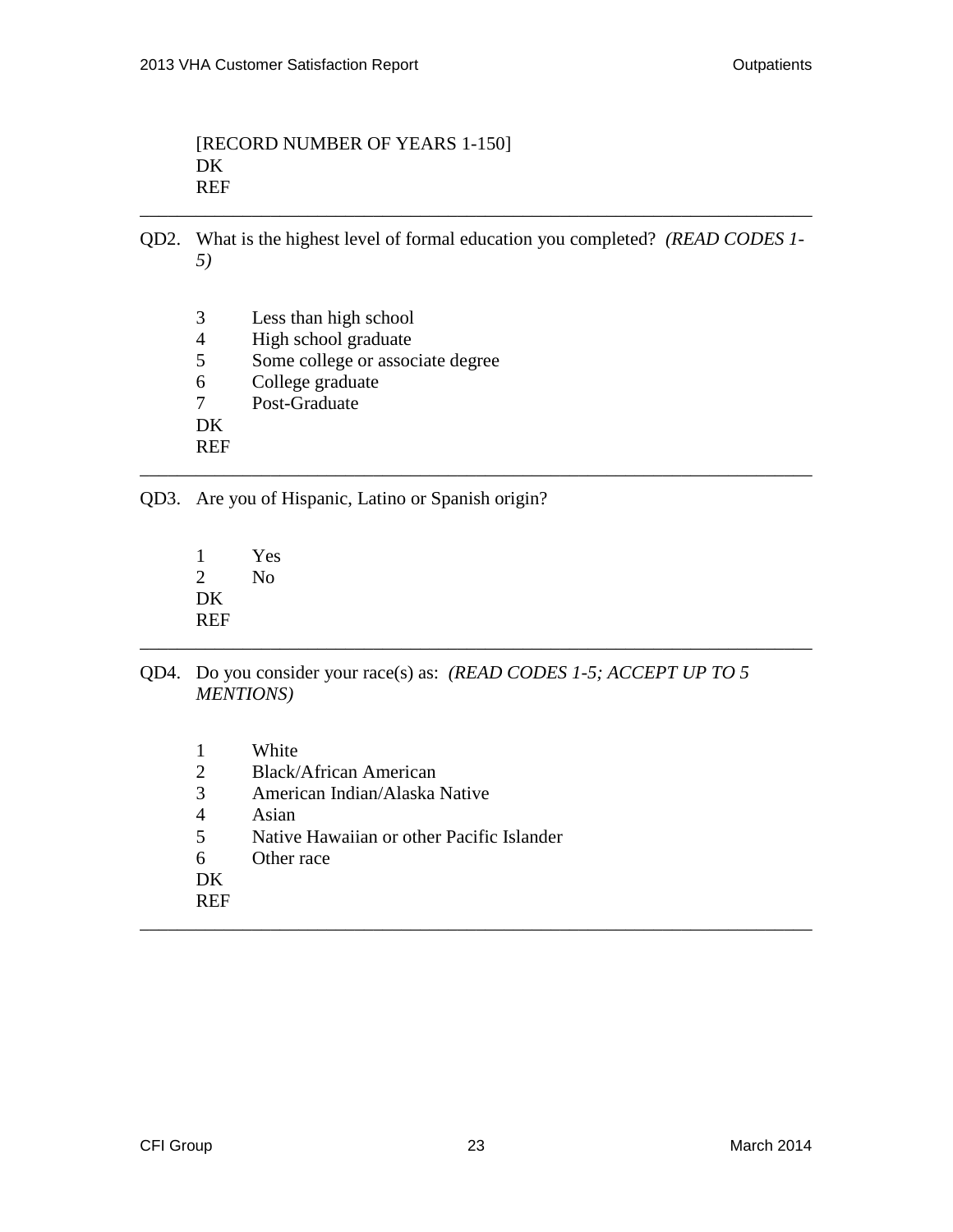[RECORD NUMBER OF YEARS 1-150]
DK
REF

---

QD2. What is the highest level of formal education you completed? *(READ CODES 1-5)*

3 Less than high school
4 High school graduate
5 Some college or associate degree
6 College graduate
7 Post-Graduate
DK
REF

---

QD3. Are you of Hispanic, Latino or Spanish origin?

1 Yes
2 No
DK
REF

---

QD4. Do you consider your race(s) as: *(READ CODES 1-5; ACCEPT UP TO 5 MENTIONS)*

1 White
2 Black/African American
3 American Indian/Alaska Native
4 Asian
5 Native Hawaiian or other Pacific Islander
6 Other race
DK
REF

---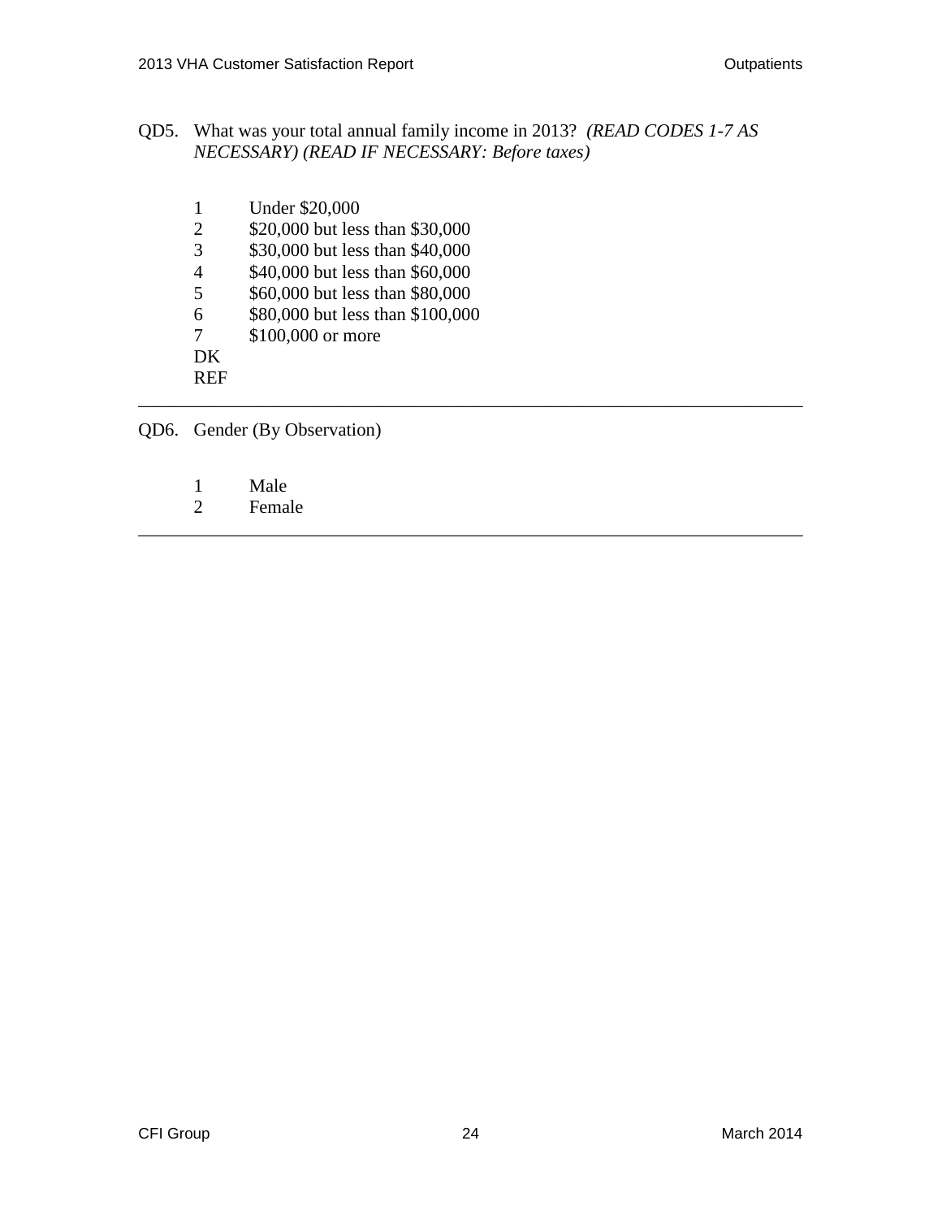QD5. What was your total annual family income in 2013? *(READ CODES 1-7 AS NECESSARY) (READ IF NECESSARY: Before taxes)*

1 Under $20,000
2 $20,000 but less than $30,000
3 $30,000 but less than $40,000
4 $40,000 but less than $60,000
5 $60,000 but less than $80,000
6 $80,000 but less than $100,000
7 $100,000 or more
DK
REF

---

QD6. Gender (By Observation)

1 Male
2 Female

---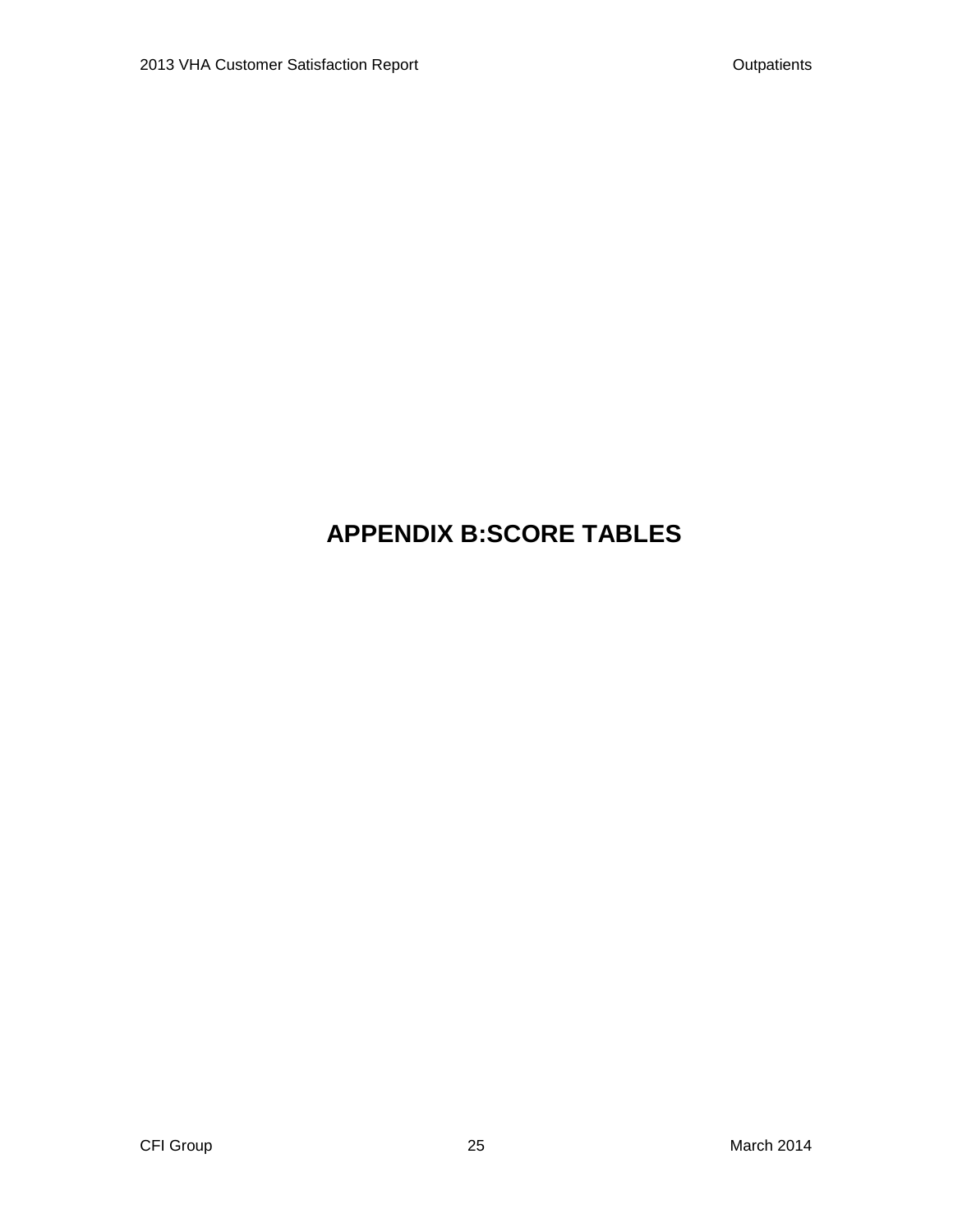# APPENDIX B:SCORE TABLES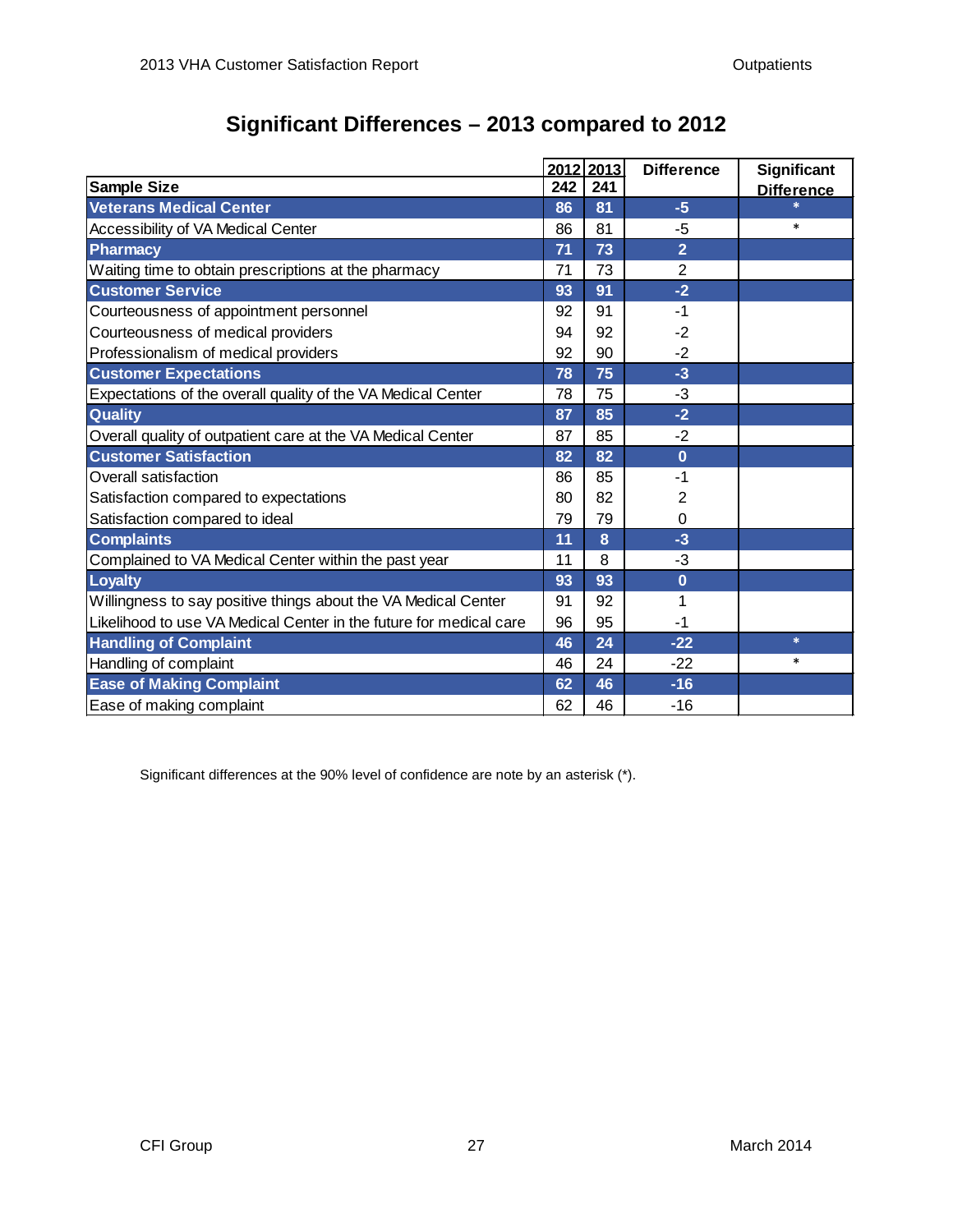# Significant Differences – 2013 compared to 2012

| Sample Size | 2012<br>242 | 2013<br>241 | Difference | Significant Difference |
|---|---|---|---|---|
| **Veterans Medical Center** | **86** | **81** | **-5** | * |
| Accessibility of VA Medical Center | 86 | 81 | -5 | * |
| **Pharmacy** | **71** | **73** | **2** | |
| Waiting time to obtain prescriptions at the pharmacy | 71 | 73 | 2 | |
| **Customer Service** | **93** | **91** | **-2** | |
| Courteousness of appointment personnel | 92 | 91 | -1 | |
| Courteousness of medical providers | 94 | 92 | -2 | |
| Professionalism of medical providers | 92 | 90 | -2 | |
| **Customer Expectations** | **78** | **75** | **-3** | |
| Expectations of the overall quality of the VA Medical Center | 78 | 75 | -3 | |
| **Quality** | **87** | **85** | **-2** | |
| Overall quality of outpatient care at the VA Medical Center | 87 | 85 | -2 | |
| **Customer Satisfaction** | **82** | **82** | **0** | |
| Overall satisfaction | 86 | 85 | -1 | |
| Satisfaction compared to expectations | 80 | 82 | 2 | |
| Satisfaction compared to ideal | 79 | 79 | 0 | |
| **Complaints** | **11** | **8** | **-3** | |
| Complained to VA Medical Center within the past year | 11 | 8 | -3 | |
| **Loyalty** | **93** | **93** | **0** | |
| Willingness to say positive things about the VA Medical Center | 91 | 92 | 1 | |
| Likelihood to use VA Medical Center in the future for medical care | 96 | 95 | -1 | |
| **Handling of Complaint** | **46** | **24** | **-22** | * |
| Handling of complaint | 46 | 24 | -22 | * |
| **Ease of Making Complaint** | **62** | **46** | **-16** | |
| Ease of making complaint | 62 | 46 | -16 | |

Significant differences at the 90% level of confidence are note by an asterisk (*).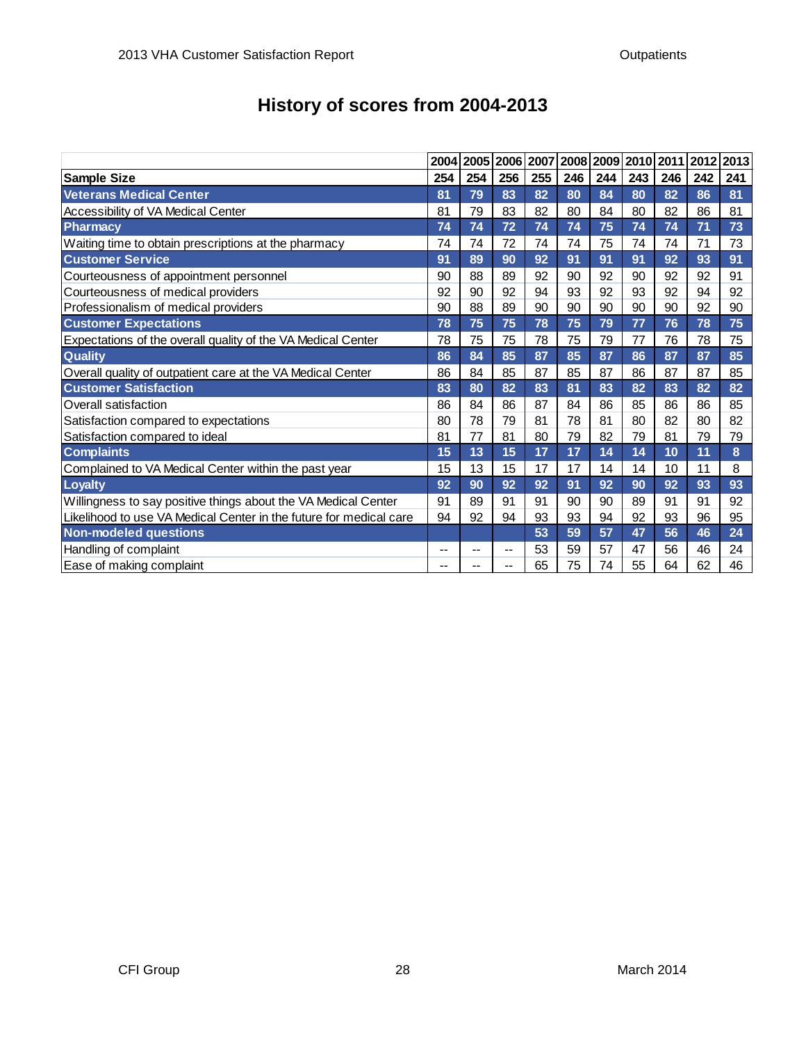# History of scores from 2004-2013

| | 2004 | 2005 | 2006 | 2007 | 2008 | 2009 | 2010 | 2011 | 2012 | 2013 |
|---|---|---|---|---|---|---|---|---|---|---|
| **Sample Size** | **254** | **254** | **256** | **255** | **246** | **244** | **243** | **246** | **242** | **241** |
| **Veterans Medical Center** | **81** | **79** | **83** | **82** | **80** | **84** | **80** | **82** | **86** | **81** |
| Accessibility of VA Medical Center | 81 | 79 | 83 | 82 | 80 | 84 | 80 | 82 | 86 | 81 |
| **Pharmacy** | **74** | **74** | **72** | **74** | **74** | **75** | **74** | **74** | **71** | **73** |
| Waiting time to obtain prescriptions at the pharmacy | 74 | 74 | 72 | 74 | 74 | 75 | 74 | 74 | 71 | 73 |
| **Customer Service** | **91** | **89** | **90** | **92** | **91** | **91** | **91** | **92** | **93** | **91** |
| Courteousness of appointment personnel | 90 | 88 | 89 | 92 | 90 | 92 | 90 | 92 | 92 | 91 |
| Courteousness of medical providers | 92 | 90 | 92 | 94 | 93 | 92 | 93 | 92 | 94 | 92 |
| Professionalism of medical providers | 90 | 88 | 89 | 90 | 90 | 90 | 90 | 90 | 92 | 90 |
| **Customer Expectations** | **78** | **75** | **75** | **78** | **75** | **79** | **77** | **76** | **78** | **75** |
| Expectations of the overall quality of the VA Medical Center | 78 | 75 | 75 | 78 | 75 | 79 | 77 | 76 | 78 | 75 |
| **Quality** | **86** | **84** | **85** | **87** | **85** | **87** | **86** | **87** | **87** | **85** |
| Overall quality of outpatient care at the VA Medical Center | 86 | 84 | 85 | 87 | 85 | 87 | 86 | 87 | 87 | 85 |
| **Customer Satisfaction** | **83** | **80** | **82** | **83** | **81** | **83** | **82** | **83** | **82** | **82** |
| Overall satisfaction | 86 | 84 | 86 | 87 | 84 | 86 | 85 | 86 | 86 | 85 |
| Satisfaction compared to expectations | 80 | 78 | 79 | 81 | 78 | 81 | 80 | 82 | 80 | 82 |
| Satisfaction compared to ideal | 81 | 77 | 81 | 80 | 79 | 82 | 79 | 81 | 79 | 79 |
| **Complaints** | **15** | **13** | **15** | **17** | **17** | **14** | **14** | **10** | **11** | **8** |
| Complained to VA Medical Center within the past year | 15 | 13 | 15 | 17 | 17 | 14 | 14 | 10 | 11 | 8 |
| **Loyalty** | **92** | **90** | **92** | **92** | **91** | **92** | **90** | **92** | **93** | **93** |
| Willingness to say positive things about the VA Medical Center | 91 | 89 | 91 | 91 | 90 | 90 | 89 | 91 | 91 | 92 |
| Likelihood to use VA Medical Center in the future for medical care | 94 | 92 | 94 | 93 | 93 | 94 | 92 | 93 | 96 | 95 |
| **Non-modeled questions** | | | | **53** | **59** | **57** | **47** | **56** | **46** | **24** |
| Handling of complaint | -- | -- | -- | 53 | 59 | 57 | 47 | 56 | 46 | 24 |
| Ease of making complaint | -- | -- | -- | 65 | 75 | 74 | 55 | 64 | 62 | 46 |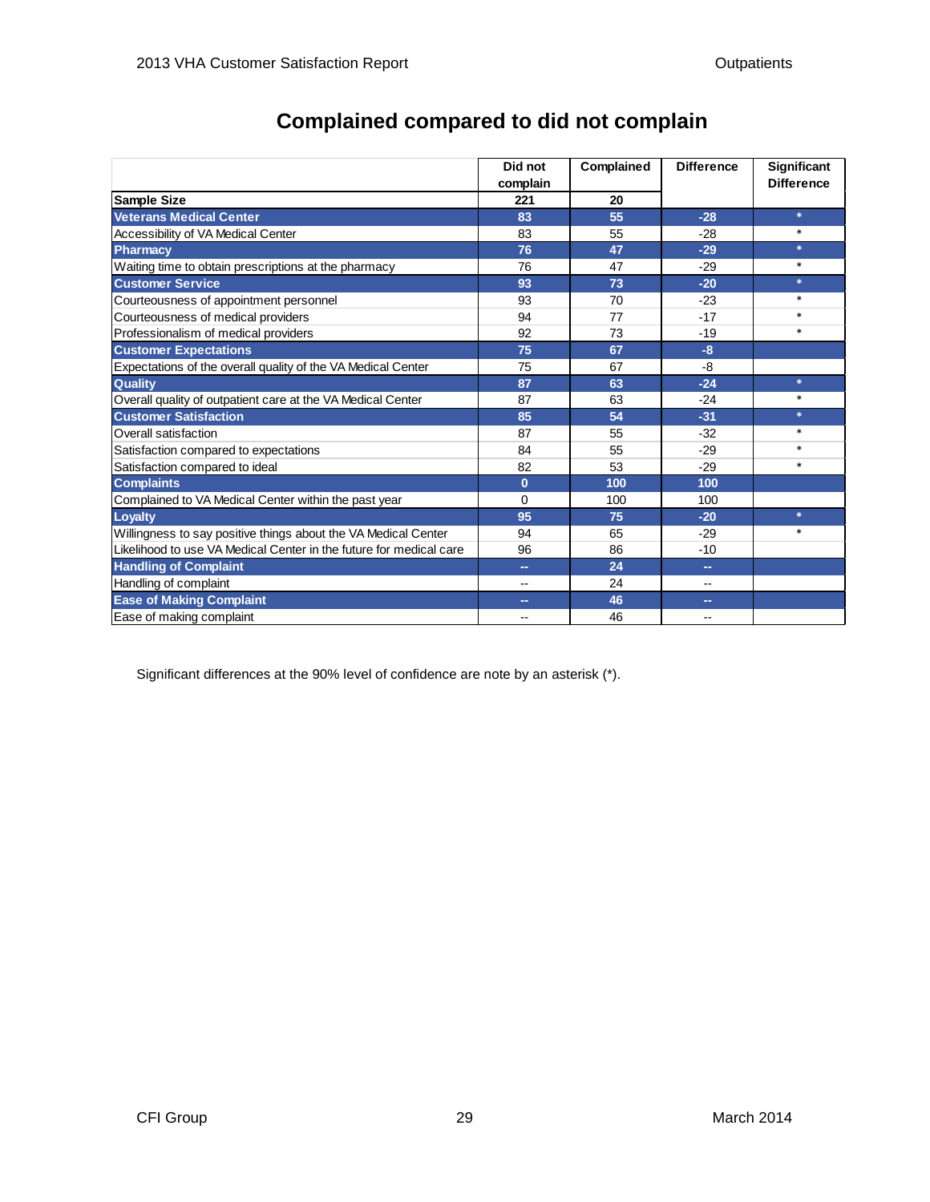# Complained compared to did not complain

| | Did not complain | Complained | Difference | Significant Difference |
|---|---|---|---|---|
| **Sample Size** | **221** | **20** | | |
| **Veterans Medical Center** | **83** | **55** | **-28** | * |
| Accessibility of VA Medical Center | 83 | 55 | -28 | * |
| **Pharmacy** | **76** | **47** | **-29** | * |
| Waiting time to obtain prescriptions at the pharmacy | 76 | 47 | -29 | * |
| **Customer Service** | **93** | **73** | **-20** | * |
| Courteousness of appointment personnel | 93 | 70 | -23 | * |
| Courteousness of medical providers | 94 | 77 | -17 | * |
| Professionalism of medical providers | 92 | 73 | -19 | * |
| **Customer Expectations** | **75** | **67** | **-8** | |
| Expectations of the overall quality of the VA Medical Center | 75 | 67 | -8 | |
| **Quality** | **87** | **63** | **-24** | * |
| Overall quality of outpatient care at the VA Medical Center | 87 | 63 | -24 | * |
| **Customer Satisfaction** | **85** | **54** | **-31** | * |
| Overall satisfaction | 87 | 55 | -32 | * |
| Satisfaction compared to expectations | 84 | 55 | -29 | * |
| Satisfaction compared to ideal | 82 | 53 | -29 | * |
| **Complaints** | **0** | **100** | **100** | |
| Complained to VA Medical Center within the past year | 0 | 100 | 100 | |
| **Loyalty** | **95** | **75** | **-20** | * |
| Willingness to say positive things about the VA Medical Center | 94 | 65 | -29 | * |
| Likelihood to use VA Medical Center in the future for medical care | 96 | 86 | -10 | |
| **Handling of Complaint** | **--** | **24** | **--** | |
| Handling of complaint | -- | 24 | -- | |
| **Ease of Making Complaint** | **--** | **46** | **--** | |
| Ease of making complaint | -- | 46 | -- | |

Significant differences at the 90% level of confidence are note by an asterisk (*).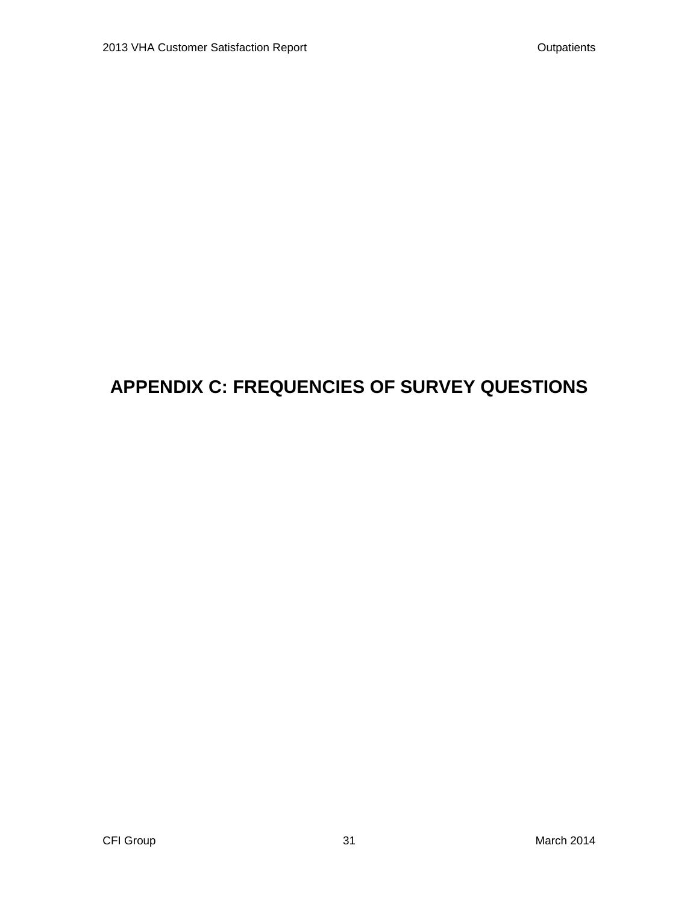# APPENDIX C: FREQUENCIES OF SURVEY QUESTIONS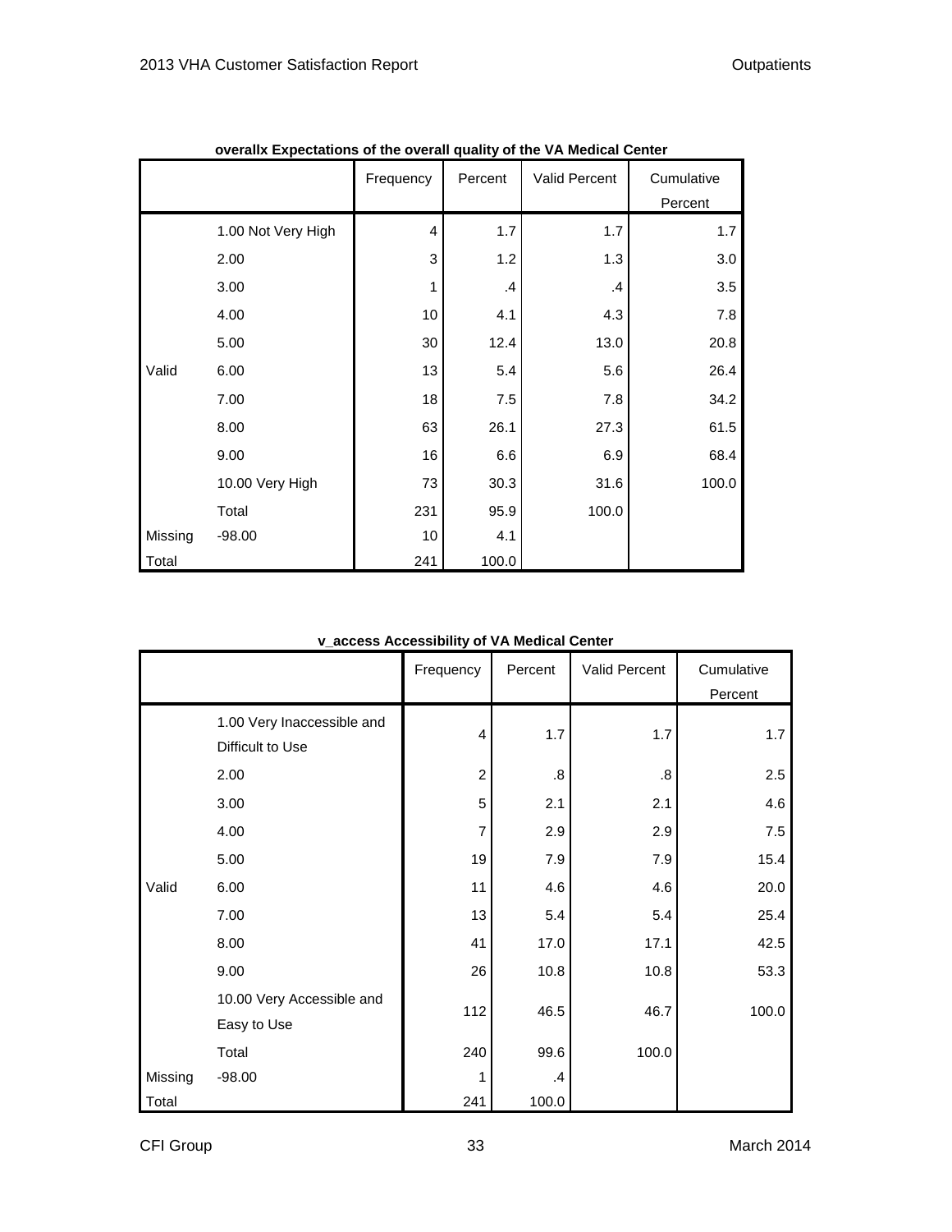**overallx Expectations of the overall quality of the VA Medical Center**

| | | Frequency | Percent | Valid Percent | Cumulative Percent |
|---|---|---|---|---|---|
| Valid | 1.00 Not Very High | 4 | 1.7 | 1.7 | 1.7 |
| | 2.00 | 3 | 1.2 | 1.3 | 3.0 |
| | 3.00 | 1 | .4 | .4 | 3.5 |
| | 4.00 | 10 | 4.1 | 4.3 | 7.8 |
| | 5.00 | 30 | 12.4 | 13.0 | 20.8 |
| | 6.00 | 13 | 5.4 | 5.6 | 26.4 |
| | 7.00 | 18 | 7.5 | 7.8 | 34.2 |
| | 8.00 | 63 | 26.1 | 27.3 | 61.5 |
| | 9.00 | 16 | 6.6 | 6.9 | 68.4 |
| | 10.00 Very High | 73 | 30.3 | 31.6 | 100.0 |
| | Total | 231 | 95.9 | 100.0 | |
| Missing | -98.00 | 10 | 4.1 | | |
| Total | | 241 | 100.0 | | |

**v_access Accessibility of VA Medical Center**

| | | Frequency | Percent | Valid Percent | Cumulative Percent |
|---|---|---|---|---|---|
| Valid | 1.00 Very Inaccessible and Difficult to Use | 4 | 1.7 | 1.7 | 1.7 |
| | 2.00 | 2 | .8 | .8 | 2.5 |
| | 3.00 | 5 | 2.1 | 2.1 | 4.6 |
| | 4.00 | 7 | 2.9 | 2.9 | 7.5 |
| | 5.00 | 19 | 7.9 | 7.9 | 15.4 |
| | 6.00 | 11 | 4.6 | 4.6 | 20.0 |
| | 7.00 | 13 | 5.4 | 5.4 | 25.4 |
| | 8.00 | 41 | 17.0 | 17.1 | 42.5 |
| | 9.00 | 26 | 10.8 | 10.8 | 53.3 |
| | 10.00 Very Accessible and Easy to Use | 112 | 46.5 | 46.7 | 100.0 |
| | Total | 240 | 99.6 | 100.0 | |
| Missing | -98.00 | 1 | .4 | | |
| Total | | 241 | 100.0 | | |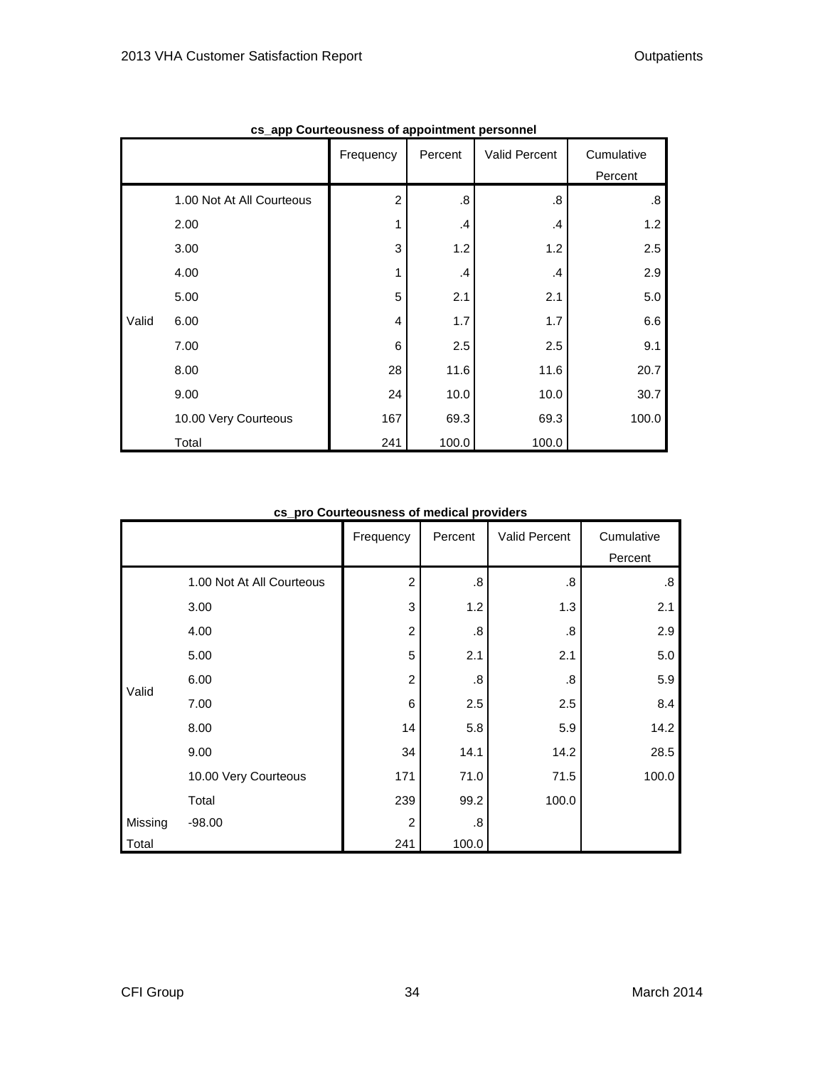**cs_app Courteousness of appointment personnel**

| | | Frequency | Percent | Valid Percent | Cumulative Percent |
|---|---|---|---|---|---|
| Valid | 1.00 Not At All Courteous | 2 | .8 | .8 | .8 |
| | 2.00 | 1 | .4 | .4 | 1.2 |
| | 3.00 | 3 | 1.2 | 1.2 | 2.5 |
| | 4.00 | 1 | .4 | .4 | 2.9 |
| | 5.00 | 5 | 2.1 | 2.1 | 5.0 |
| | 6.00 | 4 | 1.7 | 1.7 | 6.6 |
| | 7.00 | 6 | 2.5 | 2.5 | 9.1 |
| | 8.00 | 28 | 11.6 | 11.6 | 20.7 |
| | 9.00 | 24 | 10.0 | 10.0 | 30.7 |
| | 10.00 Very Courteous | 167 | 69.3 | 69.3 | 100.0 |
| | Total | 241 | 100.0 | 100.0 | |

**cs_pro Courteousness of medical providers**

| | | Frequency | Percent | Valid Percent | Cumulative Percent |
|---|---|---|---|---|---|
| Valid | 1.00 Not At All Courteous | 2 | .8 | .8 | .8 |
| | 3.00 | 3 | 1.2 | 1.3 | 2.1 |
| | 4.00 | 2 | .8 | .8 | 2.9 |
| | 5.00 | 5 | 2.1 | 2.1 | 5.0 |
| | 6.00 | 2 | .8 | .8 | 5.9 |
| | 7.00 | 6 | 2.5 | 2.5 | 8.4 |
| | 8.00 | 14 | 5.8 | 5.9 | 14.2 |
| | 9.00 | 34 | 14.1 | 14.2 | 28.5 |
| | 10.00 Very Courteous | 171 | 71.0 | 71.5 | 100.0 |
| | Total | 239 | 99.2 | 100.0 | |
| Missing | -98.00 | 2 | .8 | | |
| Total | | 241 | 100.0 | | |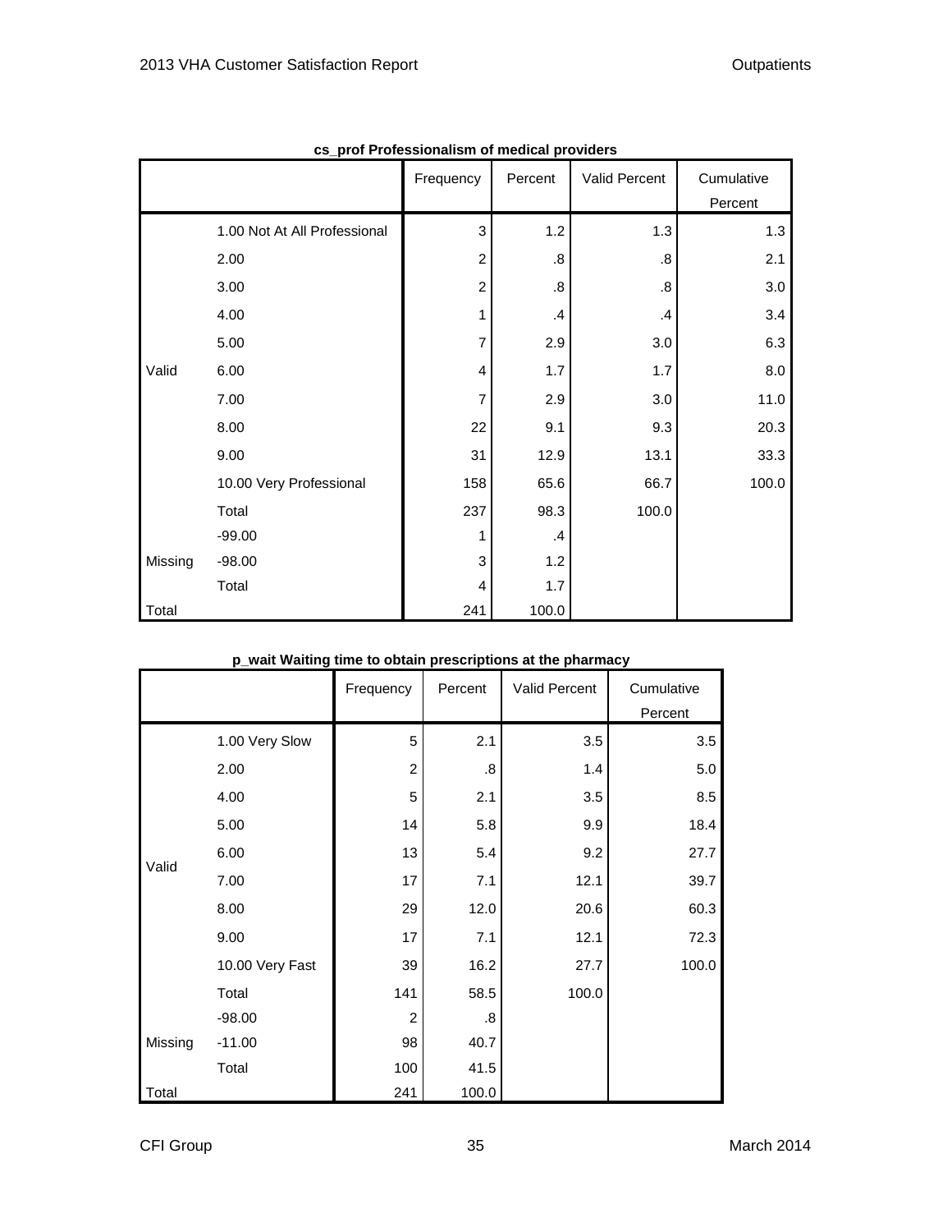**cs_prof Professionalism of medical providers**

| | | Frequency | Percent | Valid Percent | Cumulative Percent |
|---|---|---|---|---|---|
| Valid | 1.00 Not At All Professional | 3 | 1.2 | 1.3 | 1.3 |
| | 2.00 | 2 | .8 | .8 | 2.1 |
| | 3.00 | 2 | .8 | .8 | 3.0 |
| | 4.00 | 1 | .4 | .4 | 3.4 |
| | 5.00 | 7 | 2.9 | 3.0 | 6.3 |
| | 6.00 | 4 | 1.7 | 1.7 | 8.0 |
| | 7.00 | 7 | 2.9 | 3.0 | 11.0 |
| | 8.00 | 22 | 9.1 | 9.3 | 20.3 |
| | 9.00 | 31 | 12.9 | 13.1 | 33.3 |
| | 10.00 Very Professional | 158 | 65.6 | 66.7 | 100.0 |
| | Total | 237 | 98.3 | 100.0 | |
| Missing | -99.00 | 1 | .4 | | |
| | -98.00 | 3 | 1.2 | | |
| | Total | 4 | 1.7 | | |
| Total | | 241 | 100.0 | | |

**p_wait Waiting time to obtain prescriptions at the pharmacy**

| | | Frequency | Percent | Valid Percent | Cumulative Percent |
|---|---|---|---|---|---|
| Valid | 1.00 Very Slow | 5 | 2.1 | 3.5 | 3.5 |
| | 2.00 | 2 | .8 | 1.4 | 5.0 |
| | 4.00 | 5 | 2.1 | 3.5 | 8.5 |
| | 5.00 | 14 | 5.8 | 9.9 | 18.4 |
| | 6.00 | 13 | 5.4 | 9.2 | 27.7 |
| | 7.00 | 17 | 7.1 | 12.1 | 39.7 |
| | 8.00 | 29 | 12.0 | 20.6 | 60.3 |
| | 9.00 | 17 | 7.1 | 12.1 | 72.3 |
| | 10.00 Very Fast | 39 | 16.2 | 27.7 | 100.0 |
| | Total | 141 | 58.5 | 100.0 | |
| Missing | -98.00 | 2 | .8 | | |
| | -11.00 | 98 | 40.7 | | |
| | Total | 100 | 41.5 | | |
| Total | | 241 | 100.0 | | |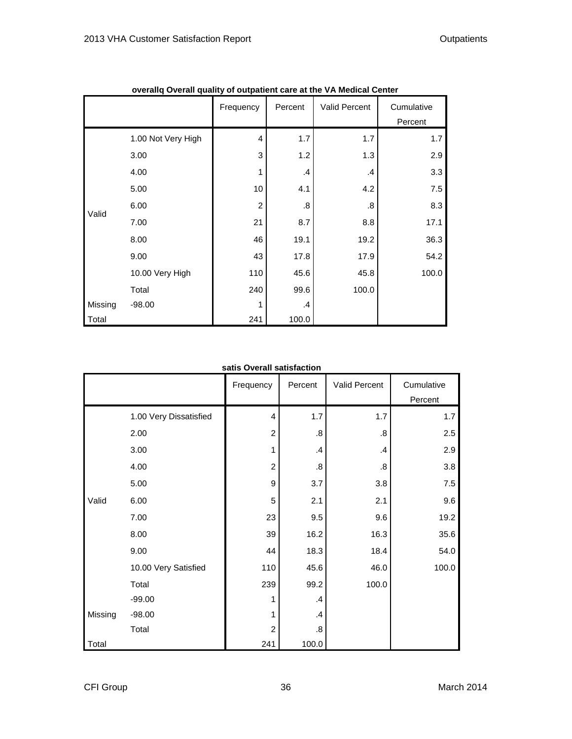**overallq Overall quality of outpatient care at the VA Medical Center**

| | | Frequency | Percent | Valid Percent | Cumulative Percent |
|---|---|---|---|---|---|
| Valid | 1.00 Not Very High | 4 | 1.7 | 1.7 | 1.7 |
| | 3.00 | 3 | 1.2 | 1.3 | 2.9 |
| | 4.00 | 1 | .4 | .4 | 3.3 |
| | 5.00 | 10 | 4.1 | 4.2 | 7.5 |
| | 6.00 | 2 | .8 | .8 | 8.3 |
| | 7.00 | 21 | 8.7 | 8.8 | 17.1 |
| | 8.00 | 46 | 19.1 | 19.2 | 36.3 |
| | 9.00 | 43 | 17.8 | 17.9 | 54.2 |
| | 10.00 Very High | 110 | 45.6 | 45.8 | 100.0 |
| | Total | 240 | 99.6 | 100.0 | |
| Missing | -98.00 | 1 | .4 | | |
| Total | | 241 | 100.0 | | |

**satis Overall satisfaction**

| | | Frequency | Percent | Valid Percent | Cumulative Percent |
|---|---|---|---|---|---|
| Valid | 1.00 Very Dissatisfied | 4 | 1.7 | 1.7 | 1.7 |
| | 2.00 | 2 | .8 | .8 | 2.5 |
| | 3.00 | 1 | .4 | .4 | 2.9 |
| | 4.00 | 2 | .8 | .8 | 3.8 |
| | 5.00 | 9 | 3.7 | 3.8 | 7.5 |
| | 6.00 | 5 | 2.1 | 2.1 | 9.6 |
| | 7.00 | 23 | 9.5 | 9.6 | 19.2 |
| | 8.00 | 39 | 16.2 | 16.3 | 35.6 |
| | 9.00 | 44 | 18.3 | 18.4 | 54.0 |
| | 10.00 Very Satisfied | 110 | 45.6 | 46.0 | 100.0 |
| | Total | 239 | 99.2 | 100.0 | |
| Missing | -99.00 | 1 | .4 | | |
| | -98.00 | 1 | .4 | | |
| | Total | 2 | .8 | | |
| Total | | 241 | 100.0 | | |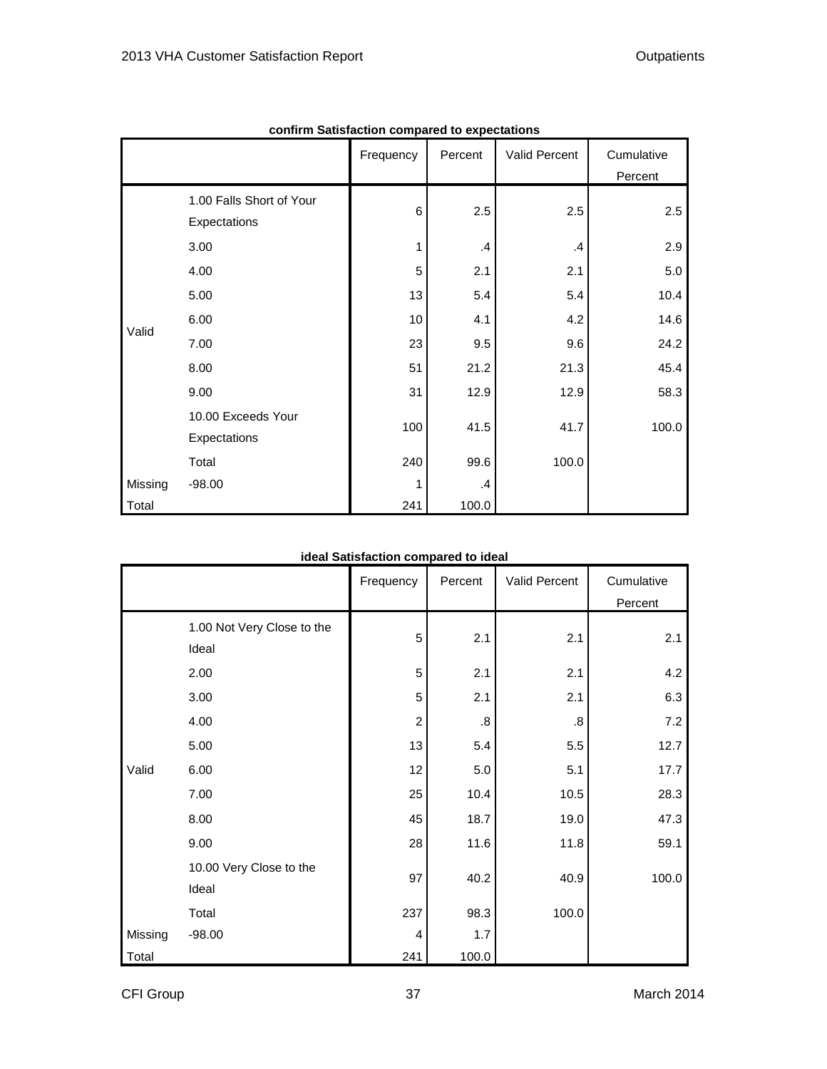**confirm Satisfaction compared to expectations**

| | | Frequency | Percent | Valid Percent | Cumulative Percent |
|---|---|---|---|---|---|
| Valid | 1.00 Falls Short of Your Expectations | 6 | 2.5 | 2.5 | 2.5 |
| | 3.00 | 1 | .4 | .4 | 2.9 |
| | 4.00 | 5 | 2.1 | 2.1 | 5.0 |
| | 5.00 | 13 | 5.4 | 5.4 | 10.4 |
| | 6.00 | 10 | 4.1 | 4.2 | 14.6 |
| | 7.00 | 23 | 9.5 | 9.6 | 24.2 |
| | 8.00 | 51 | 21.2 | 21.3 | 45.4 |
| | 9.00 | 31 | 12.9 | 12.9 | 58.3 |
| | 10.00 Exceeds Your Expectations | 100 | 41.5 | 41.7 | 100.0 |
| | Total | 240 | 99.6 | 100.0 | |
| Missing | -98.00 | 1 | .4 | | |
| Total | | 241 | 100.0 | | |

**ideal Satisfaction compared to ideal**

| | | Frequency | Percent | Valid Percent | Cumulative Percent |
|---|---|---|---|---|---|
| Valid | 1.00 Not Very Close to the Ideal | 5 | 2.1 | 2.1 | 2.1 |
| | 2.00 | 5 | 2.1 | 2.1 | 4.2 |
| | 3.00 | 5 | 2.1 | 2.1 | 6.3 |
| | 4.00 | 2 | .8 | .8 | 7.2 |
| | 5.00 | 13 | 5.4 | 5.5 | 12.7 |
| | 6.00 | 12 | 5.0 | 5.1 | 17.7 |
| | 7.00 | 25 | 10.4 | 10.5 | 28.3 |
| | 8.00 | 45 | 18.7 | 19.0 | 47.3 |
| | 9.00 | 28 | 11.6 | 11.8 | 59.1 |
| | 10.00 Very Close to the Ideal | 97 | 40.2 | 40.9 | 100.0 |
| | Total | 237 | 98.3 | 100.0 | |
| Missing | -98.00 | 4 | 1.7 | | |
| Total | | 241 | 100.0 | | |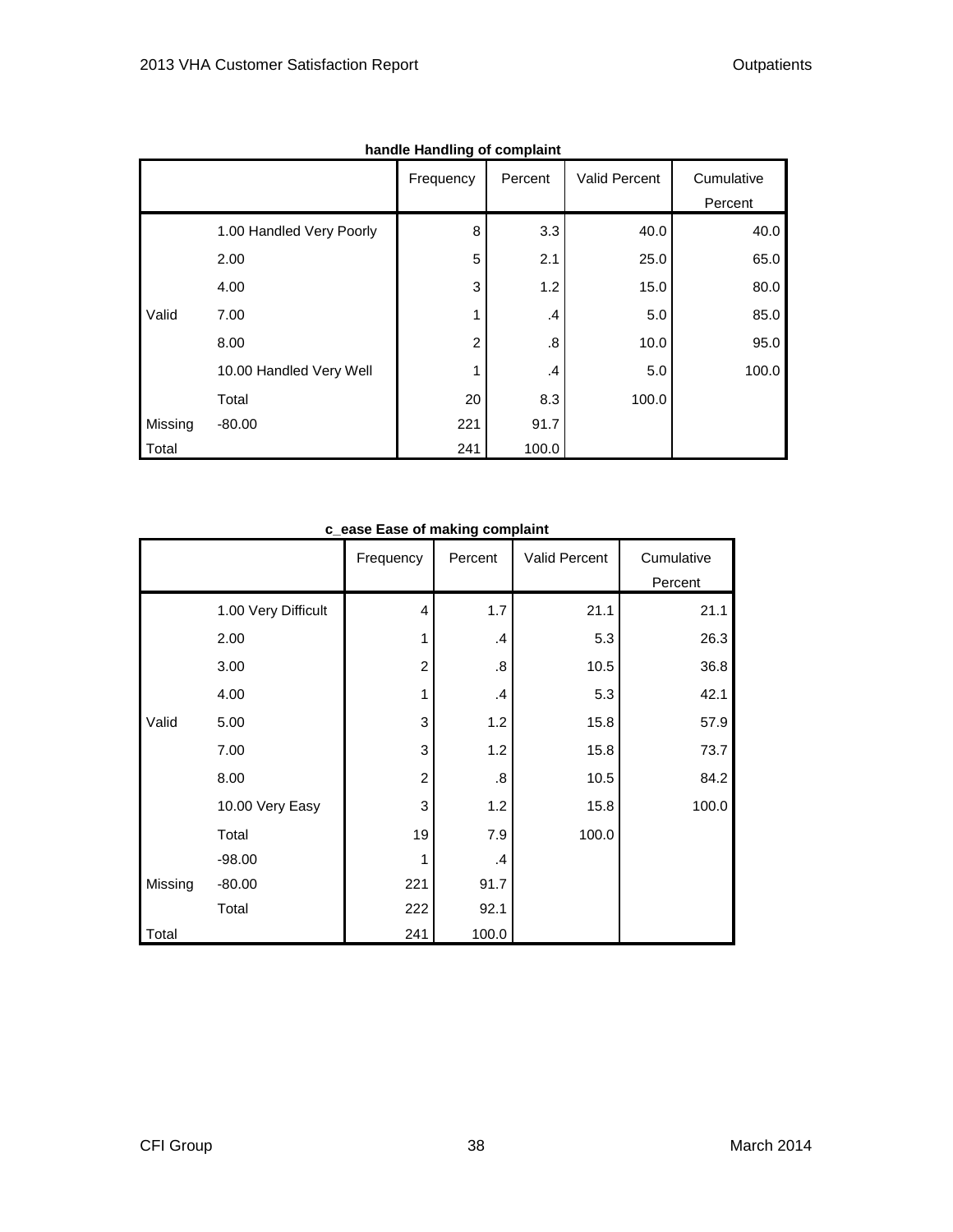**handle Handling of complaint**

| | | Frequency | Percent | Valid Percent | Cumulative Percent |
|---|---|---|---|---|---|
| Valid | 1.00 Handled Very Poorly | 8 | 3.3 | 40.0 | 40.0 |
| | 2.00 | 5 | 2.1 | 25.0 | 65.0 |
| | 4.00 | 3 | 1.2 | 15.0 | 80.0 |
| | 7.00 | 1 | .4 | 5.0 | 85.0 |
| | 8.00 | 2 | .8 | 10.0 | 95.0 |
| | 10.00 Handled Very Well | 1 | .4 | 5.0 | 100.0 |
| | Total | 20 | 8.3 | 100.0 | |
| Missing | -80.00 | 221 | 91.7 | | |
| Total | | 241 | 100.0 | | |

**c_ease Ease of making complaint**

| | | Frequency | Percent | Valid Percent | Cumulative Percent |
|---|---|---|---|---|---|
| Valid | 1.00 Very Difficult | 4 | 1.7 | 21.1 | 21.1 |
| | 2.00 | 1 | .4 | 5.3 | 26.3 |
| | 3.00 | 2 | .8 | 10.5 | 36.8 |
| | 4.00 | 1 | .4 | 5.3 | 42.1 |
| | 5.00 | 3 | 1.2 | 15.8 | 57.9 |
| | 7.00 | 3 | 1.2 | 15.8 | 73.7 |
| | 8.00 | 2 | .8 | 10.5 | 84.2 |
| | 10.00 Very Easy | 3 | 1.2 | 15.8 | 100.0 |
| | Total | 19 | 7.9 | 100.0 | |
| Missing | -98.00 | 1 | .4 | | |
| | -80.00 | 221 | 91.7 | | |
| | Total | 222 | 92.1 | | |
| Total | | 241 | 100.0 | | |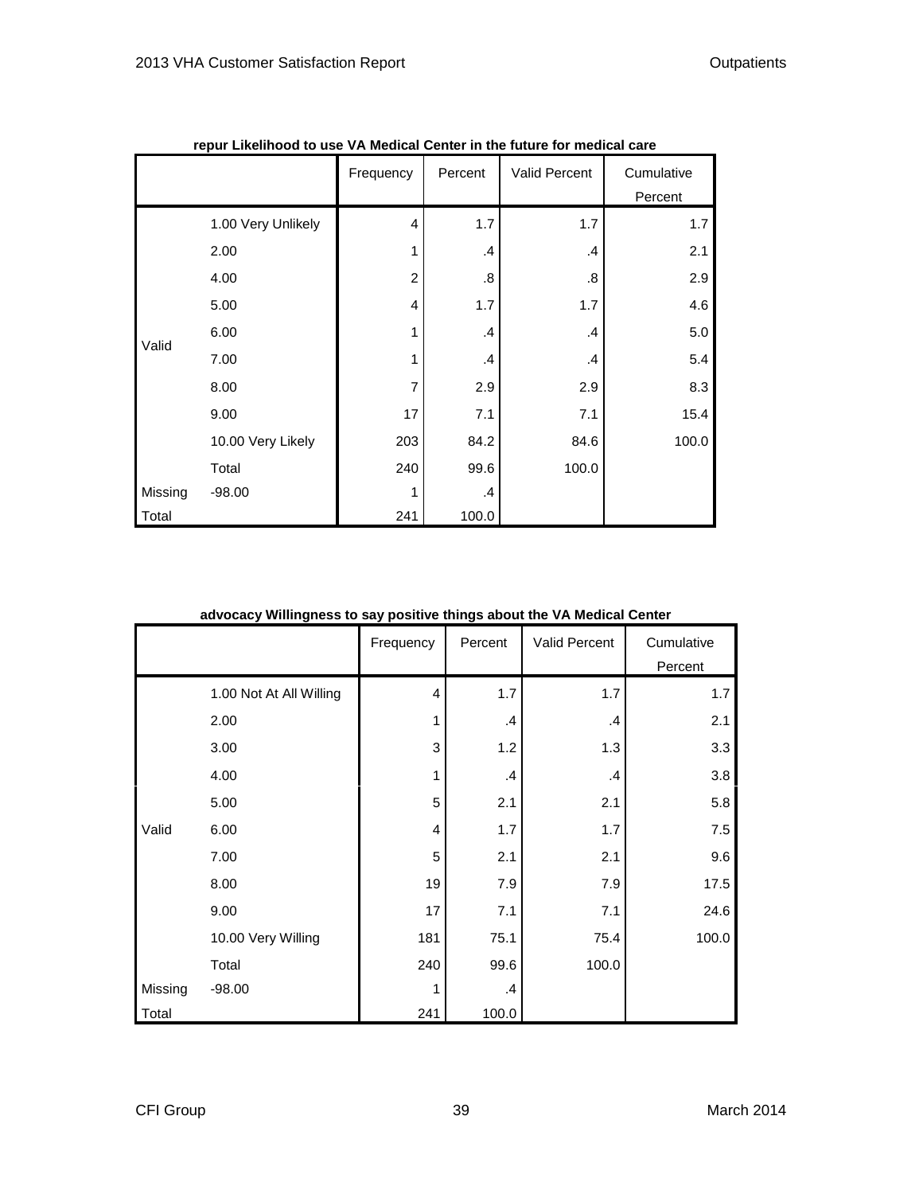**repur Likelihood to use VA Medical Center in the future for medical care**

| | | Frequency | Percent | Valid Percent | Cumulative Percent |
|---|---|---|---|---|---|
| Valid | 1.00 Very Unlikely | 4 | 1.7 | 1.7 | 1.7 |
| | 2.00 | 1 | .4 | .4 | 2.1 |
| | 4.00 | 2 | .8 | .8 | 2.9 |
| | 5.00 | 4 | 1.7 | 1.7 | 4.6 |
| | 6.00 | 1 | .4 | .4 | 5.0 |
| | 7.00 | 1 | .4 | .4 | 5.4 |
| | 8.00 | 7 | 2.9 | 2.9 | 8.3 |
| | 9.00 | 17 | 7.1 | 7.1 | 15.4 |
| | 10.00 Very Likely | 203 | 84.2 | 84.6 | 100.0 |
| | Total | 240 | 99.6 | 100.0 | |
| Missing | -98.00 | 1 | .4 | | |
| Total | | 241 | 100.0 | | |

**advocacy Willingness to say positive things about the VA Medical Center**

| | | Frequency | Percent | Valid Percent | Cumulative Percent |
|---|---|---|---|---|---|
| Valid | 1.00 Not At All Willing | 4 | 1.7 | 1.7 | 1.7 |
| | 2.00 | 1 | .4 | .4 | 2.1 |
| | 3.00 | 3 | 1.2 | 1.3 | 3.3 |
| | 4.00 | 1 | .4 | .4 | 3.8 |
| | 5.00 | 5 | 2.1 | 2.1 | 5.8 |
| | 6.00 | 4 | 1.7 | 1.7 | 7.5 |
| | 7.00 | 5 | 2.1 | 2.1 | 9.6 |
| | 8.00 | 19 | 7.9 | 7.9 | 17.5 |
| | 9.00 | 17 | 7.1 | 7.1 | 24.6 |
| | 10.00 Very Willing | 181 | 75.1 | 75.4 | 100.0 |
| | Total | 240 | 99.6 | 100.0 | |
| Missing | -98.00 | 1 | .4 | | |
| Total | | 241 | 100.0 | | |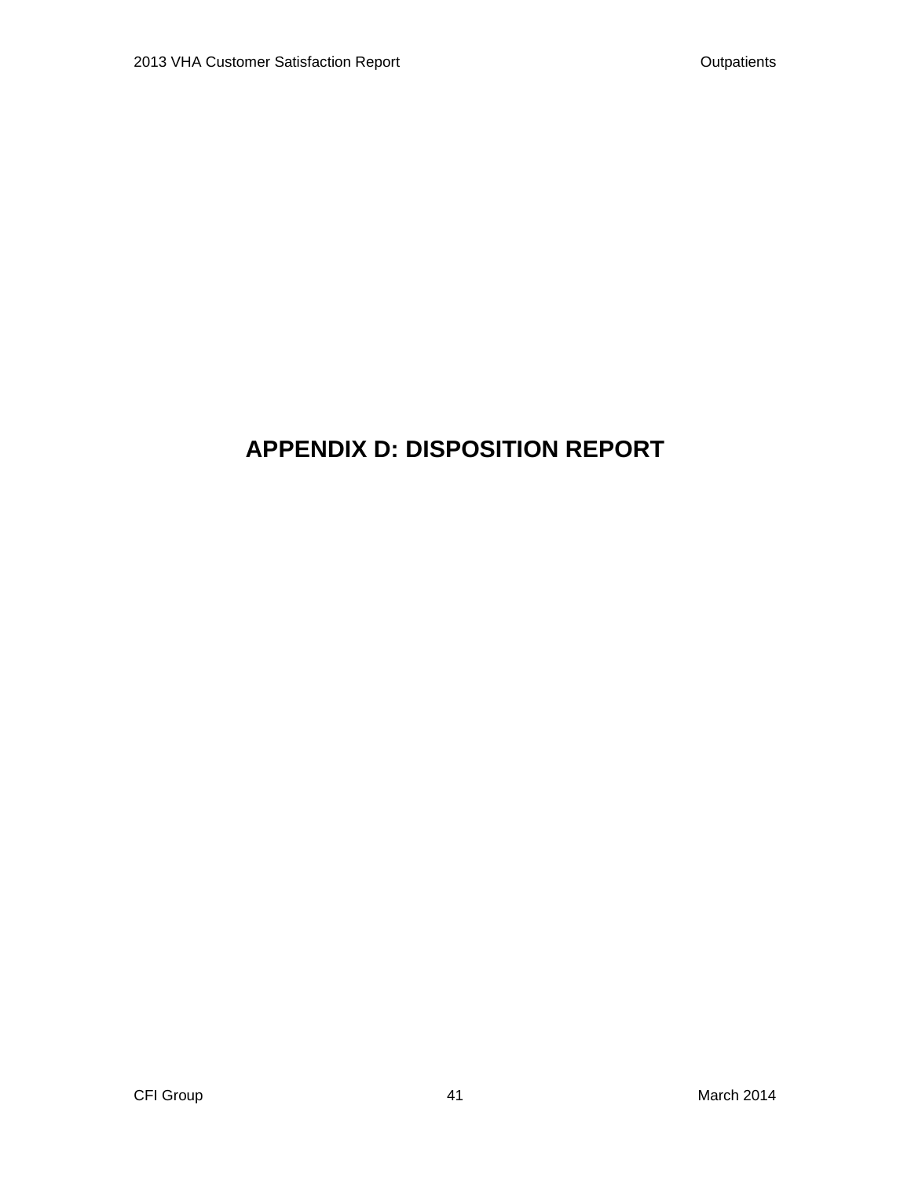# APPENDIX D: DISPOSITION REPORT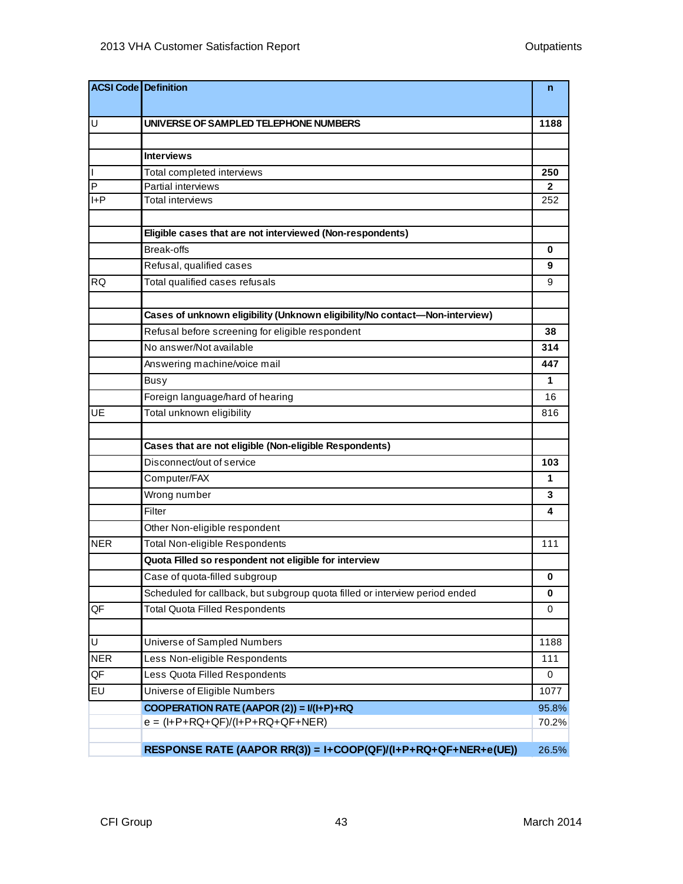| ACSI Code | Definition | n |
|---|---|---|
| U | **UNIVERSE OF SAMPLED TELEPHONE NUMBERS** | **1188** |
| | | |
| | **Interviews** | |
| I | Total completed interviews | **250** |
| P | Partial interviews | **2** |
| I+P | Total interviews | 252 |
| | | |
| | **Eligible cases that are not interviewed (Non-respondents)** | |
| | Break-offs | **0** |
| | Refusal, qualified cases | **9** |
| RQ | Total qualified cases refusals | 9 |
| | | |
| | **Cases of unknown eligibility (Unknown eligibility/No contact—Non-interview)** | |
| | Refusal before screening for eligible respondent | **38** |
| | No answer/Not available | **314** |
| | Answering machine/voice mail | **447** |
| | Busy | **1** |
| | Foreign language/hard of hearing | 16 |
| UE | Total unknown eligibility | 816 |
| | | |
| | **Cases that are not eligible (Non-eligible Respondents)** | |
| | Disconnect/out of service | **103** |
| | Computer/FAX | **1** |
| | Wrong number | **3** |
| | Filter | **4** |
| | Other Non-eligible respondent | |
| NER | Total Non-eligible Respondents | 111 |
| | **Quota Filled so respondent not eligible for interview** | |
| | Case of quota-filled subgroup | **0** |
| | Scheduled for callback, but subgroup quota filled or interview period ended | **0** |
| QF | Total Quota Filled Respondents | 0 |
| | | |
| U | Universe of Sampled Numbers | 1188 |
| NER | Less Non-eligible Respondents | 111 |
| QF | Less Quota Filled Respondents | 0 |
| EU | Universe of Eligible Numbers | 1077 |
| | **COOPERATION RATE (AAPOR (2)) = I/(I+P)+RQ** | 95.8% |
| | e = (I+P+RQ+QF)/(I+P+RQ+QF+NER) | 70.2% |
| | | |
| | **RESPONSE RATE (AAPOR RR(3)) = I+COOP(QF)/(I+P+RQ+QF+NER+e(UE))** | 26.5% |